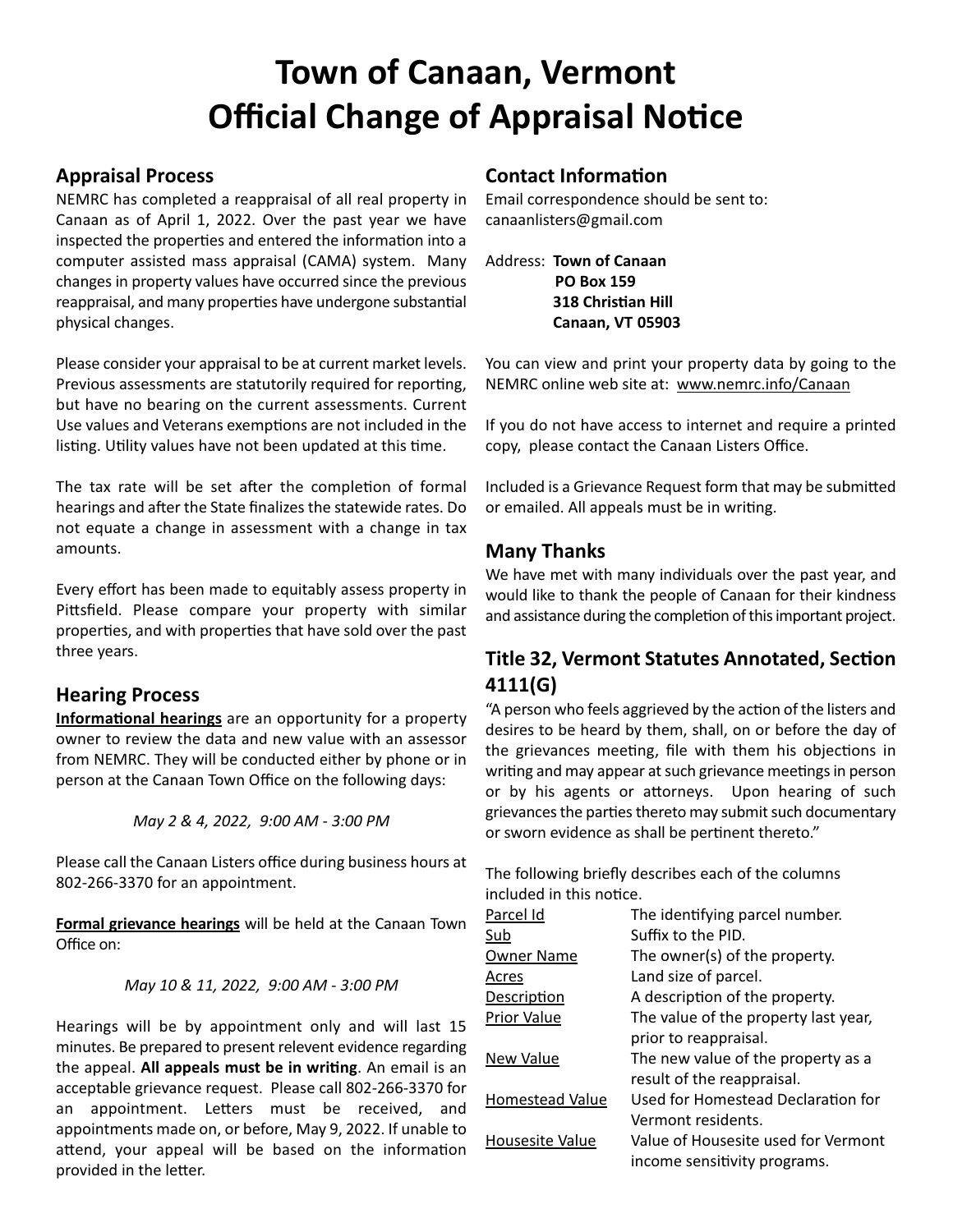# Town of Canaan, Vermont
# Official Change of Appraisal Notice

## Appraisal Process

NEMRC has completed a reappraisal of all real property in Canaan as of April 1, 2022. Over the past year we have inspected the properties and entered the information into a computer assisted mass appraisal (CAMA) system. Many changes in property values have occurred since the previous reappraisal, and many properties have undergone substantial physical changes.

Please consider your appraisal to be at current market levels. Previous assessments are statutorily required for reporting, but have no bearing on the current assessments. Current Use values and Veterans exemptions are not included in the listing. Utility values have not been updated at this time.

The tax rate will be set after the completion of formal hearings and after the State finalizes the statewide rates. Do not equate a change in assessment with a change in tax amounts.

Every effort has been made to equitably assess property in Pittsfield. Please compare your property with similar properties, and with properties that have sold over the past three years.

## Hearing Process

**Informational hearings** are an opportunity for a property owner to review the data and new value with an assessor from NEMRC. They will be conducted either by phone or in person at the Canaan Town Office on the following days:

*May 2 & 4, 2022, 9:00 AM - 3:00 PM*

Please call the Canaan Listers office during business hours at 802-266-3370 for an appointment.

**Formal grievance hearings** will be held at the Canaan Town Office on:

*May 10 & 11, 2022, 9:00 AM - 3:00 PM*

Hearings will be by appointment only and will last 15 minutes. Be prepared to present relevent evidence regarding the appeal. **All appeals must be in writing**. An email is an acceptable grievance request. Please call 802-266-3370 for an appointment. Letters must be received, and appointments made on, or before, May 9, 2022. If unable to attend, your appeal will be based on the information provided in the letter.

## Contact Information

Email correspondence should be sent to:
canaanlisters@gmail.com

Address: **Town of Canaan**
**PO Box 159**
**318 Christian Hill**
**Canaan, VT 05903**

You can view and print your property data by going to the NEMRC online web site at: www.nemrc.info/Canaan

If you do not have access to internet and require a printed copy, please contact the Canaan Listers Office.

Included is a Grievance Request form that may be submitted or emailed. All appeals must be in writing.

## Many Thanks

We have met with many individuals over the past year, and would like to thank the people of Canaan for their kindness and assistance during the completion of this important project.

## Title 32, Vermont Statutes Annotated, Section 4111(G)

"A person who feels aggrieved by the action of the listers and desires to be heard by them, shall, on or before the day of the grievances meeting, file with them his objections in writing and may appear at such grievance meetings in person or by his agents or attorneys. Upon hearing of such grievances the parties thereto may submit such documentary or sworn evidence as shall be pertinent thereto."

The following briefly describes each of the columns included in this notice.

| | |
|---|---|
| Parcel Id | The identifying parcel number. |
| Sub | Suffix to the PID. |
| Owner Name | The owner(s) of the property. |
| Acres | Land size of parcel. |
| Description | A description of the property. |
| Prior Value | The value of the property last year, prior to reappraisal. |
| New Value | The new value of the property as a result of the reappraisal. |
| Homestead Value | Used for Homestead Declaration for Vermont residents. |
| Housesite Value | Value of Housesite used for Vermont income sensitivity programs. |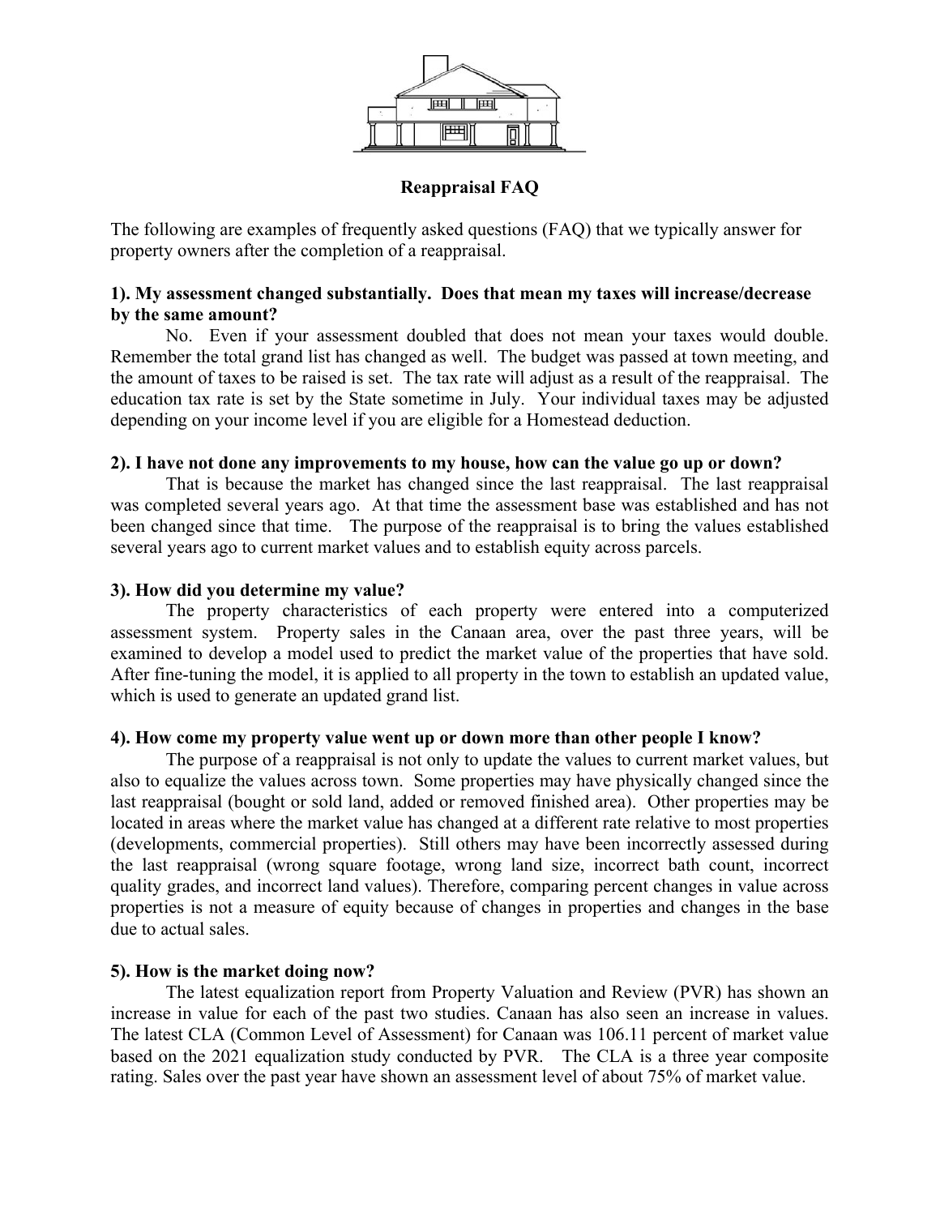## Reappraisal FAQ

The following are examples of frequently asked questions (FAQ) that we typically answer for property owners after the completion of a reappraisal.

**1). My assessment changed substantially. Does that mean my taxes will increase/decrease by the same amount?**

No. Even if your assessment doubled that does not mean your taxes would double. Remember the total grand list has changed as well. The budget was passed at town meeting, and the amount of taxes to be raised is set. The tax rate will adjust as a result of the reappraisal. The education tax rate is set by the State sometime in July. Your individual taxes may be adjusted depending on your income level if you are eligible for a Homestead deduction.

**2). I have not done any improvements to my house, how can the value go up or down?**

That is because the market has changed since the last reappraisal. The last reappraisal was completed several years ago. At that time the assessment base was established and has not been changed since that time. The purpose of the reappraisal is to bring the values established several years ago to current market values and to establish equity across parcels.

**3). How did you determine my value?**

The property characteristics of each property were entered into a computerized assessment system. Property sales in the Canaan area, over the past three years, will be examined to develop a model used to predict the market value of the properties that have sold. After fine-tuning the model, it is applied to all property in the town to establish an updated value, which is used to generate an updated grand list.

**4). How come my property value went up or down more than other people I know?**

The purpose of a reappraisal is not only to update the values to current market values, but also to equalize the values across town. Some properties may have physically changed since the last reappraisal (bought or sold land, added or removed finished area). Other properties may be located in areas where the market value has changed at a different rate relative to most properties (developments, commercial properties). Still others may have been incorrectly assessed during the last reappraisal (wrong square footage, wrong land size, incorrect bath count, incorrect quality grades, and incorrect land values). Therefore, comparing percent changes in value across properties is not a measure of equity because of changes in properties and changes in the base due to actual sales.

**5). How is the market doing now?**

The latest equalization report from Property Valuation and Review (PVR) has shown an increase in value for each of the past two studies. Canaan has also seen an increase in values. The latest CLA (Common Level of Assessment) for Canaan was 106.11 percent of market value based on the 2021 equalization study conducted by PVR. The CLA is a three year composite rating. Sales over the past year have shown an assessment level of about 75% of market value.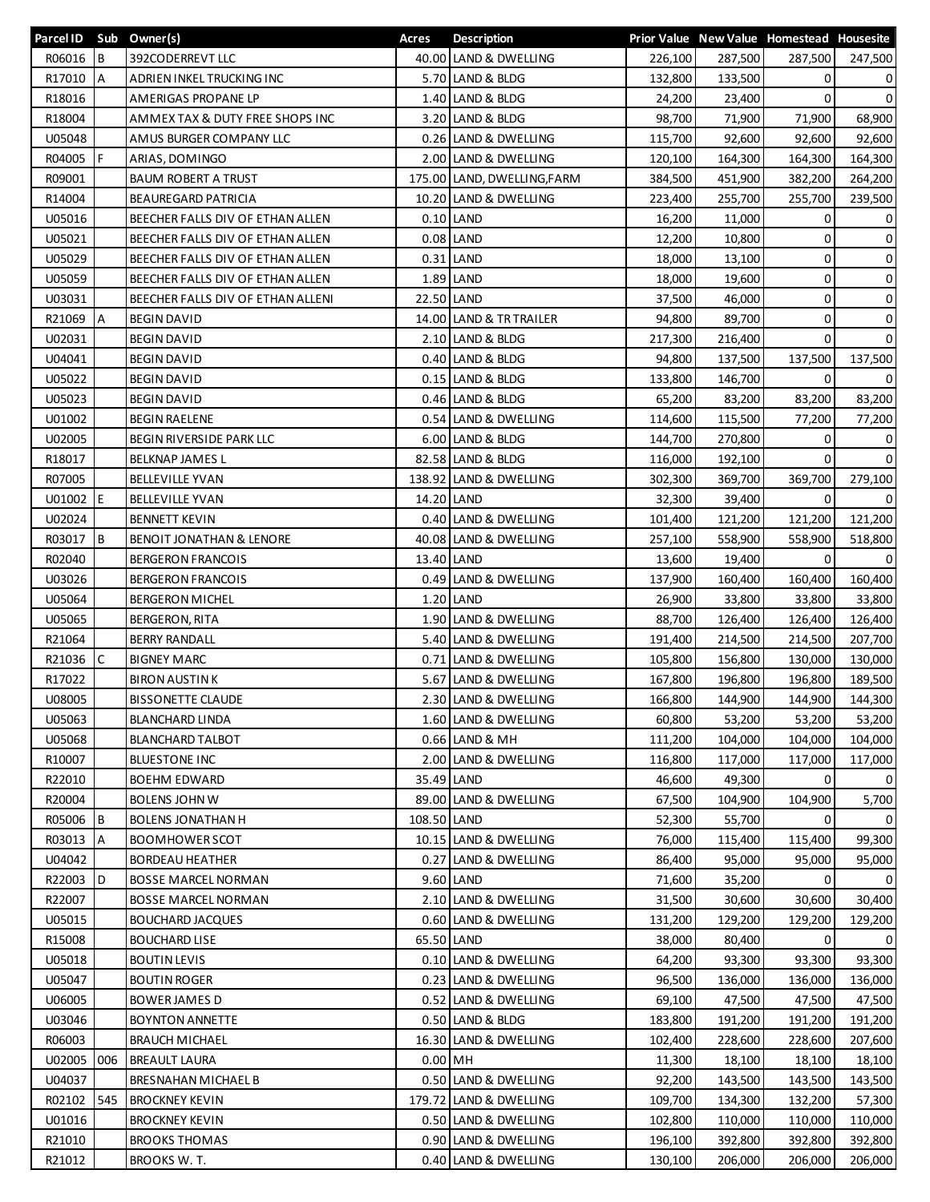| Parcel ID | Sub | Owner(s) | Acres | Description | Prior Value | New Value | Homestead | Housesite |
|---|---|---|---|---|---|---|---|---|
| R06016 | B | 392CODERREVT LLC | 40.00 | LAND & DWELLING | 226,100 | 287,500 | 287,500 | 247,500 |
| R17010 | A | ADRIEN INKEL TRUCKING INC | 5.70 | LAND & BLDG | 132,800 | 133,500 | 0 | 0 |
| R18016 | | AMERIGAS PROPANE LP | 1.40 | LAND & BLDG | 24,200 | 23,400 | 0 | 0 |
| R18004 | | AMMEX TAX & DUTY FREE SHOPS INC | 3.20 | LAND & BLDG | 98,700 | 71,900 | 71,900 | 68,900 |
| U05048 | | AMUS BURGER COMPANY LLC | 0.26 | LAND & DWELLING | 115,700 | 92,600 | 92,600 | 92,600 |
| R04005 | F | ARIAS, DOMINGO | 2.00 | LAND & DWELLING | 120,100 | 164,300 | 164,300 | 164,300 |
| R09001 | | BAUM ROBERT A TRUST | 175.00 | LAND, DWELLING,FARM | 384,500 | 451,900 | 382,200 | 264,200 |
| R14004 | | BEAUREGARD PATRICIA | 10.20 | LAND & DWELLING | 223,400 | 255,700 | 255,700 | 239,500 |
| U05016 | | BEECHER FALLS DIV OF ETHAN ALLEN | 0.10 | LAND | 16,200 | 11,000 | 0 | 0 |
| U05021 | | BEECHER FALLS DIV OF ETHAN ALLEN | 0.08 | LAND | 12,200 | 10,800 | 0 | 0 |
| U05029 | | BEECHER FALLS DIV OF ETHAN ALLEN | 0.31 | LAND | 18,000 | 13,100 | 0 | 0 |
| U05059 | | BEECHER FALLS DIV OF ETHAN ALLEN | 1.89 | LAND | 18,000 | 19,600 | 0 | 0 |
| U03031 | | BEECHER FALLS DIV OF ETHAN ALLENI | 22.50 | LAND | 37,500 | 46,000 | 0 | 0 |
| R21069 | A | BEGIN DAVID | 14.00 | LAND & TR TRAILER | 94,800 | 89,700 | 0 | 0 |
| U02031 | | BEGIN DAVID | 2.10 | LAND & BLDG | 217,300 | 216,400 | 0 | 0 |
| U04041 | | BEGIN DAVID | 0.40 | LAND & BLDG | 94,800 | 137,500 | 137,500 | 137,500 |
| U05022 | | BEGIN DAVID | 0.15 | LAND & BLDG | 133,800 | 146,700 | 0 | 0 |
| U05023 | | BEGIN DAVID | 0.46 | LAND & BLDG | 65,200 | 83,200 | 83,200 | 83,200 |
| U01002 | | BEGIN RAELENE | 0.54 | LAND & DWELLING | 114,600 | 115,500 | 77,200 | 77,200 |
| U02005 | | BEGIN RIVERSIDE PARK LLC | 6.00 | LAND & BLDG | 144,700 | 270,800 | 0 | 0 |
| R18017 | | BELKNAP JAMES L | 82.58 | LAND & BLDG | 116,000 | 192,100 | 0 | 0 |
| R07005 | | BELLEVILLE YVAN | 138.92 | LAND & DWELLING | 302,300 | 369,700 | 369,700 | 279,100 |
| U01002 | E | BELLEVILLE YVAN | 14.20 | LAND | 32,300 | 39,400 | 0 | 0 |
| U02024 | | BENNETT KEVIN | 0.40 | LAND & DWELLING | 101,400 | 121,200 | 121,200 | 121,200 |
| R03017 | B | BENOIT JONATHAN & LENORE | 40.08 | LAND & DWELLING | 257,100 | 558,900 | 558,900 | 518,800 |
| R02040 | | BERGERON FRANCOIS | 13.40 | LAND | 13,600 | 19,400 | 0 | 0 |
| U03026 | | BERGERON FRANCOIS | 0.49 | LAND & DWELLING | 137,900 | 160,400 | 160,400 | 160,400 |
| U05064 | | BERGERON MICHEL | 1.20 | LAND | 26,900 | 33,800 | 33,800 | 33,800 |
| U05065 | | BERGERON, RITA | 1.90 | LAND & DWELLING | 88,700 | 126,400 | 126,400 | 126,400 |
| R21064 | | BERRY RANDALL | 5.40 | LAND & DWELLING | 191,400 | 214,500 | 214,500 | 207,700 |
| R21036 | C | BIGNEY MARC | 0.71 | LAND & DWELLING | 105,800 | 156,800 | 130,000 | 130,000 |
| R17022 | | BIRON AUSTIN K | 5.67 | LAND & DWELLING | 167,800 | 196,800 | 196,800 | 189,500 |
| U08005 | | BISSONETTE CLAUDE | 2.30 | LAND & DWELLING | 166,800 | 144,900 | 144,900 | 144,300 |
| U05063 | | BLANCHARD LINDA | 1.60 | LAND & DWELLING | 60,800 | 53,200 | 53,200 | 53,200 |
| U05068 | | BLANCHARD TALBOT | 0.66 | LAND & MH | 111,200 | 104,000 | 104,000 | 104,000 |
| R10007 | | BLUESTONE INC | 2.00 | LAND & DWELLING | 116,800 | 117,000 | 117,000 | 117,000 |
| R22010 | | BOEHM EDWARD | 35.49 | LAND | 46,600 | 49,300 | 0 | 0 |
| R20004 | | BOLENS JOHN W | 89.00 | LAND & DWELLING | 67,500 | 104,900 | 104,900 | 5,700 |
| R05006 | B | BOLENS JONATHAN H | 108.50 | LAND | 52,300 | 55,700 | 0 | 0 |
| R03013 | A | BOOMHOWER SCOT | 10.15 | LAND & DWELLING | 76,000 | 115,400 | 115,400 | 99,300 |
| U04042 | | BORDEAU HEATHER | 0.27 | LAND & DWELLING | 86,400 | 95,000 | 95,000 | 95,000 |
| R22003 | D | BOSSE MARCEL NORMAN | 9.60 | LAND | 71,600 | 35,200 | 0 | 0 |
| R22007 | | BOSSE MARCEL NORMAN | 2.10 | LAND & DWELLING | 31,500 | 30,600 | 30,600 | 30,400 |
| U05015 | | BOUCHARD JACQUES | 0.60 | LAND & DWELLING | 131,200 | 129,200 | 129,200 | 129,200 |
| R15008 | | BOUCHARD LISE | 65.50 | LAND | 38,000 | 80,400 | 0 | 0 |
| U05018 | | BOUTIN LEVIS | 0.10 | LAND & DWELLING | 64,200 | 93,300 | 93,300 | 93,300 |
| U05047 | | BOUTIN ROGER | 0.23 | LAND & DWELLING | 96,500 | 136,000 | 136,000 | 136,000 |
| U06005 | | BOWER JAMES D | 0.52 | LAND & DWELLING | 69,100 | 47,500 | 47,500 | 47,500 |
| U03046 | | BOYNTON ANNETTE | 0.50 | LAND & BLDG | 183,800 | 191,200 | 191,200 | 191,200 |
| R06003 | | BRAUCH MICHAEL | 16.30 | LAND & DWELLING | 102,400 | 228,600 | 228,600 | 207,600 |
| U02005 | 006 | BREAULT LAURA | 0.00 | MH | 11,300 | 18,100 | 18,100 | 18,100 |
| U04037 | | BRESNAHAN MICHAEL B | 0.50 | LAND & DWELLING | 92,200 | 143,500 | 143,500 | 143,500 |
| R02102 | 545 | BROCKNEY KEVIN | 179.72 | LAND & DWELLING | 109,700 | 134,300 | 132,200 | 57,300 |
| U01016 | | BROCKNEY KEVIN | 0.50 | LAND & DWELLING | 102,800 | 110,000 | 110,000 | 110,000 |
| R21010 | | BROOKS THOMAS | 0.90 | LAND & DWELLING | 196,100 | 392,800 | 392,800 | 392,800 |
| R21012 | | BROOKS W. T. | 0.40 | LAND & DWELLING | 130,100 | 206,000 | 206,000 | 206,000 |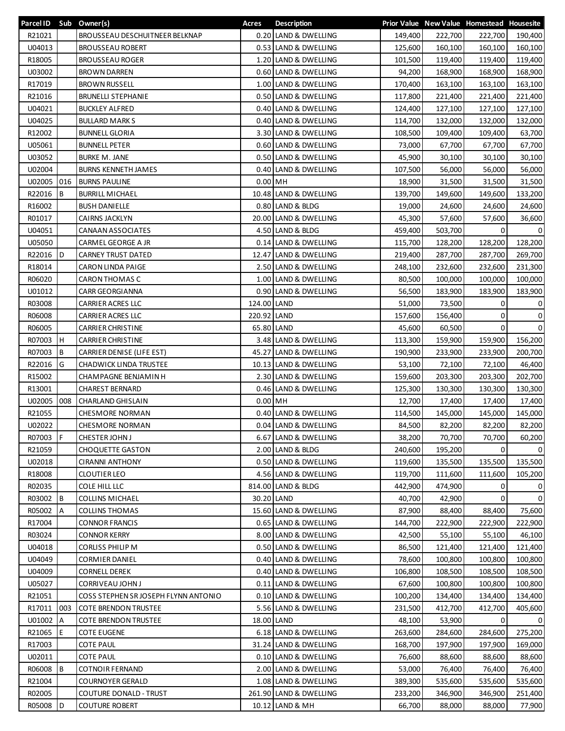| Parcel ID | Sub | Owner(s) | Acres | Description | Prior Value | New Value | Homestead | Housesite |
|---|---|---|---|---|---|---|---|---|
| R21021 | | BROUSSEAU DESCHUITNEER BELKNAP | 0.20 | LAND & DWELLING | 149,400 | 222,700 | 222,700 | 190,400 |
| U04013 | | BROUSSEAU ROBERT | 0.53 | LAND & DWELLING | 125,600 | 160,100 | 160,100 | 160,100 |
| R18005 | | BROUSSEAU ROGER | 1.20 | LAND & DWELLING | 101,500 | 119,400 | 119,400 | 119,400 |
| U03002 | | BROWN DARREN | 0.60 | LAND & DWELLING | 94,200 | 168,900 | 168,900 | 168,900 |
| R17019 | | BROWN RUSSELL | 1.00 | LAND & DWELLING | 170,400 | 163,100 | 163,100 | 163,100 |
| R21016 | | BRUNELLI STEPHANIE | 0.50 | LAND & DWELLING | 117,800 | 221,400 | 221,400 | 221,400 |
| U04021 | | BUCKLEY ALFRED | 0.40 | LAND & DWELLING | 124,400 | 127,100 | 127,100 | 127,100 |
| U04025 | | BULLARD MARK S | 0.40 | LAND & DWELLING | 114,700 | 132,000 | 132,000 | 132,000 |
| R12002 | | BUNNELL GLORIA | 3.30 | LAND & DWELLING | 108,500 | 109,400 | 109,400 | 63,700 |
| U05061 | | BUNNELL PETER | 0.60 | LAND & DWELLING | 73,000 | 67,700 | 67,700 | 67,700 |
| U03052 | | BURKE M. JANE | 0.50 | LAND & DWELLING | 45,900 | 30,100 | 30,100 | 30,100 |
| U02004 | | BURNS KENNETH JAMES | 0.40 | LAND & DWELLING | 107,500 | 56,000 | 56,000 | 56,000 |
| U02005 | 016 | BURNS PAULINE | 0.00 | MH | 18,900 | 31,500 | 31,500 | 31,500 |
| R22016 | B | BURRILL MICHAEL | 10.48 | LAND & DWELLING | 139,700 | 149,600 | 149,600 | 133,200 |
| R16002 | | BUSH DANIELLE | 0.80 | LAND & BLDG | 19,000 | 24,600 | 24,600 | 24,600 |
| R01017 | | CAIRNS JACKLYN | 20.00 | LAND & DWELLING | 45,300 | 57,600 | 57,600 | 36,600 |
| U04051 | | CANAAN ASSOCIATES | 4.50 | LAND & BLDG | 459,400 | 503,700 | 0 | 0 |
| U05050 | | CARMEL GEORGE A JR | 0.14 | LAND & DWELLING | 115,700 | 128,200 | 128,200 | 128,200 |
| R22016 | D | CARNEY TRUST DATED | 12.47 | LAND & DWELLING | 219,400 | 287,700 | 287,700 | 269,700 |
| R18014 | | CARON LINDA PAIGE | 2.50 | LAND & DWELLING | 248,100 | 232,600 | 232,600 | 231,300 |
| R06020 | | CARON THOMAS C | 1.00 | LAND & DWELLING | 80,500 | 100,000 | 100,000 | 100,000 |
| U01012 | | CARR GEORGIANNA | 0.90 | LAND & DWELLING | 56,500 | 183,900 | 183,900 | 183,900 |
| R03008 | | CARRIER ACRES LLC | 124.00 | LAND | 51,000 | 73,500 | 0 | 0 |
| R06008 | | CARRIER ACRES LLC | 220.92 | LAND | 157,600 | 156,400 | 0 | 0 |
| R06005 | | CARRIER CHRISTINE | 65.80 | LAND | 45,600 | 60,500 | 0 | 0 |
| R07003 | H | CARRIER CHRISTINE | 3.48 | LAND & DWELLING | 113,300 | 159,900 | 159,900 | 156,200 |
| R07003 | B | CARRIER DENISE (LIFE EST) | 45.27 | LAND & DWELLING | 190,900 | 233,900 | 233,900 | 200,700 |
| R22016 | G | CHADWICK LINDA TRUSTEE | 10.13 | LAND & DWELLING | 53,100 | 72,100 | 72,100 | 46,400 |
| R15002 | | CHAMPAGNE BENJAMIN H | 2.30 | LAND & DWELLING | 159,600 | 203,300 | 203,300 | 202,700 |
| R13001 | | CHAREST BERNARD | 0.46 | LAND & DWELLING | 125,300 | 130,300 | 130,300 | 130,300 |
| U02005 | 008 | CHARLAND GHISLAIN | 0.00 | MH | 12,700 | 17,400 | 17,400 | 17,400 |
| R21055 | | CHESMORE NORMAN | 0.40 | LAND & DWELLING | 114,500 | 145,000 | 145,000 | 145,000 |
| U02022 | | CHESMORE NORMAN | 0.04 | LAND & DWELLING | 84,500 | 82,200 | 82,200 | 82,200 |
| R07003 | F | CHESTER JOHN J | 6.67 | LAND & DWELLING | 38,200 | 70,700 | 70,700 | 60,200 |
| R21059 | | CHOQUETTE GASTON | 2.00 | LAND & BLDG | 240,600 | 195,200 | 0 | 0 |
| U02018 | | CIRANNI ANTHONY | 0.50 | LAND & DWELLING | 119,600 | 135,500 | 135,500 | 135,500 |
| R18008 | | CLOUTIER LEO | 4.56 | LAND & DWELLING | 119,700 | 111,600 | 111,600 | 105,200 |
| R02035 | | COLE HILL LLC | 814.00 | LAND & BLDG | 442,900 | 474,900 | 0 | 0 |
| R03002 | B | COLLINS MICHAEL | 30.20 | LAND | 40,700 | 42,900 | 0 | 0 |
| R05002 | A | COLLINS THOMAS | 15.60 | LAND & DWELLING | 87,900 | 88,400 | 88,400 | 75,600 |
| R17004 | | CONNOR FRANCIS | 0.65 | LAND & DWELLING | 144,700 | 222,900 | 222,900 | 222,900 |
| R03024 | | CONNOR KERRY | 8.00 | LAND & DWELLING | 42,500 | 55,100 | 55,100 | 46,100 |
| U04018 | | CORLISS PHILIP M | 0.50 | LAND & DWELLING | 86,500 | 121,400 | 121,400 | 121,400 |
| U04049 | | CORMIER DANIEL | 0.40 | LAND & DWELLING | 78,600 | 100,800 | 100,800 | 100,800 |
| U04009 | | CORNELL DEREK | 0.40 | LAND & DWELLING | 106,800 | 108,500 | 108,500 | 108,500 |
| U05027 | | CORRIVEAU JOHN J | 0.11 | LAND & DWELLING | 67,600 | 100,800 | 100,800 | 100,800 |
| R21051 | | COSS STEPHEN SR JOSEPH FLYNN ANTONIO | 0.10 | LAND & DWELLING | 100,200 | 134,400 | 134,400 | 134,400 |
| R17011 | 003 | COTE BRENDON TRUSTEE | 5.56 | LAND & DWELLING | 231,500 | 412,700 | 412,700 | 405,600 |
| U01002 | A | COTE BRENDON TRUSTEE | 18.00 | LAND | 48,100 | 53,900 | 0 | 0 |
| R21065 | E | COTE EUGENE | 6.18 | LAND & DWELLING | 263,600 | 284,600 | 284,600 | 275,200 |
| R17003 | | COTE PAUL | 31.24 | LAND & DWELLING | 168,700 | 197,900 | 197,900 | 169,000 |
| U02011 | | COTE PAUL | 0.10 | LAND & DWELLING | 76,600 | 88,600 | 88,600 | 88,600 |
| R06008 | B | COTNOIR FERNAND | 2.00 | LAND & DWELLING | 53,000 | 76,400 | 76,400 | 76,400 |
| R21004 | | COURNOYER GERALD | 1.08 | LAND & DWELLING | 389,300 | 535,600 | 535,600 | 535,600 |
| R02005 | | COUTURE DONALD - TRUST | 261.90 | LAND & DWELLING | 233,200 | 346,900 | 346,900 | 251,400 |
| R05008 | D | COUTURE ROBERT | 10.12 | LAND & MH | 66,700 | 88,000 | 88,000 | 77,900 |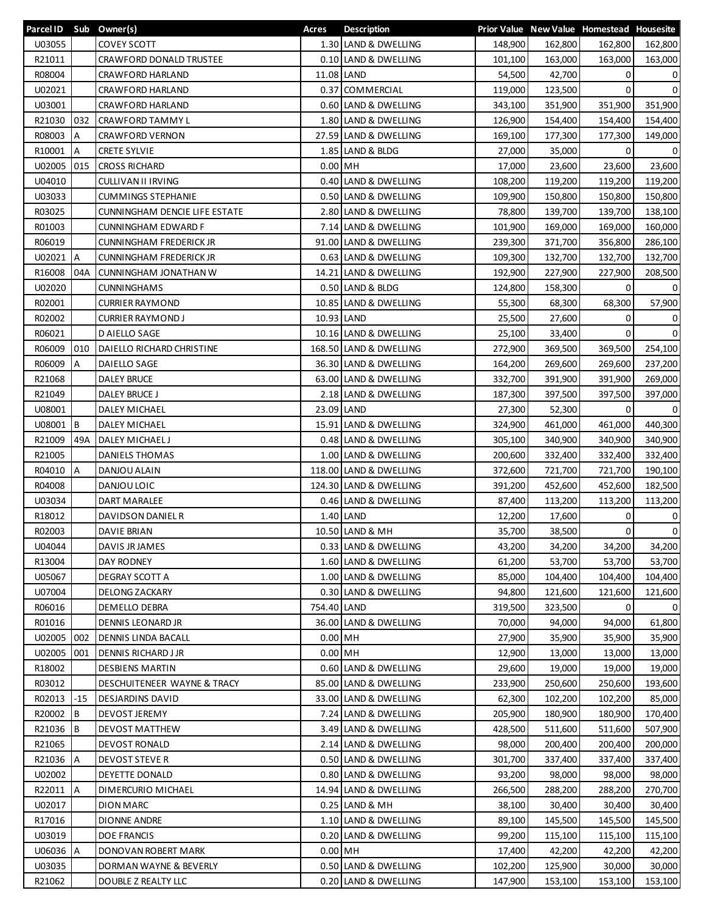| Parcel ID | Sub | Owner(s) | Acres | Description | Prior Value | New Value | Homestead | Housesite |
|---|---|---|---|---|---|---|---|---|
| U03055 | | COVEY SCOTT | 1.30 | LAND & DWELLING | 148,900 | 162,800 | 162,800 | 162,800 |
| R21011 | | CRAWFORD DONALD TRUSTEE | 0.10 | LAND & DWELLING | 101,100 | 163,000 | 163,000 | 163,000 |
| R08004 | | CRAWFORD HARLAND | 11.08 | LAND | 54,500 | 42,700 | 0 | 0 |
| U02021 | | CRAWFORD HARLAND | 0.37 | COMMERCIAL | 119,000 | 123,500 | 0 | 0 |
| U03001 | | CRAWFORD HARLAND | 0.60 | LAND & DWELLING | 343,100 | 351,900 | 351,900 | 351,900 |
| R21030 | 032 | CRAWFORD TAMMY L | 1.80 | LAND & DWELLING | 126,900 | 154,400 | 154,400 | 154,400 |
| R08003 | A | CRAWFORD VERNON | 27.59 | LAND & DWELLING | 169,100 | 177,300 | 177,300 | 149,000 |
| R10001 | A | CRETE SYLVIE | 1.85 | LAND & BLDG | 27,000 | 35,000 | 0 | 0 |
| U02005 | 015 | CROSS RICHARD | 0.00 | MH | 17,000 | 23,600 | 23,600 | 23,600 |
| U04010 | | CULLIVAN II IRVING | 0.40 | LAND & DWELLING | 108,200 | 119,200 | 119,200 | 119,200 |
| U03033 | | CUMMINGS STEPHANIE | 0.50 | LAND & DWELLING | 109,900 | 150,800 | 150,800 | 150,800 |
| R03025 | | CUNNINGHAM DENCIE LIFE ESTATE | 2.80 | LAND & DWELLING | 78,800 | 139,700 | 139,700 | 138,100 |
| R01003 | | CUNNINGHAM EDWARD F | 7.14 | LAND & DWELLING | 101,900 | 169,000 | 169,000 | 160,000 |
| R06019 | | CUNNINGHAM FREDERICK JR | 91.00 | LAND & DWELLING | 239,300 | 371,700 | 356,800 | 286,100 |
| U02021 | A | CUNNINGHAM FREDERICK JR | 0.63 | LAND & DWELLING | 109,300 | 132,700 | 132,700 | 132,700 |
| R16008 | 04A | CUNNINGHAM JONATHAN W | 14.21 | LAND & DWELLING | 192,900 | 227,900 | 227,900 | 208,500 |
| U02020 | | CUNNINGHAMS | 0.50 | LAND & BLDG | 124,800 | 158,300 | 0 | 0 |
| R02001 | | CURRIER RAYMOND | 10.85 | LAND & DWELLING | 55,300 | 68,300 | 68,300 | 57,900 |
| R02002 | | CURRIER RAYMOND J | 10.93 | LAND | 25,500 | 27,600 | 0 | 0 |
| R06021 | | D AIELLO SAGE | 10.16 | LAND & DWELLING | 25,100 | 33,400 | 0 | 0 |
| R06009 | 010 | DAIELLO RICHARD CHRISTINE | 168.50 | LAND & DWELLING | 272,900 | 369,500 | 369,500 | 254,100 |
| R06009 | A | DAIELLO SAGE | 36.30 | LAND & DWELLING | 164,200 | 269,600 | 269,600 | 237,200 |
| R21068 | | DALEY BRUCE | 63.00 | LAND & DWELLING | 332,700 | 391,900 | 391,900 | 269,000 |
| R21049 | | DALEY BRUCE J | 2.18 | LAND & DWELLING | 187,300 | 397,500 | 397,500 | 397,000 |
| U08001 | | DALEY MICHAEL | 23.09 | LAND | 27,300 | 52,300 | 0 | 0 |
| U08001 | B | DALEY MICHAEL | 15.91 | LAND & DWELLING | 324,900 | 461,000 | 461,000 | 440,300 |
| R21009 | 49A | DALEY MICHAEL J | 0.48 | LAND & DWELLING | 305,100 | 340,900 | 340,900 | 340,900 |
| R21005 | | DANIELS THOMAS | 1.00 | LAND & DWELLING | 200,600 | 332,400 | 332,400 | 332,400 |
| R04010 | A | DANJOU ALAIN | 118.00 | LAND & DWELLING | 372,600 | 721,700 | 721,700 | 190,100 |
| R04008 | | DANJOU LOIC | 124.30 | LAND & DWELLING | 391,200 | 452,600 | 452,600 | 182,500 |
| U03034 | | DART MARALEE | 0.46 | LAND & DWELLING | 87,400 | 113,200 | 113,200 | 113,200 |
| R18012 | | DAVIDSON DANIEL R | 1.40 | LAND | 12,200 | 17,600 | 0 | 0 |
| R02003 | | DAVIE BRIAN | 10.50 | LAND & MH | 35,700 | 38,500 | 0 | 0 |
| U04044 | | DAVIS JR JAMES | 0.33 | LAND & DWELLING | 43,200 | 34,200 | 34,200 | 34,200 |
| R13004 | | DAY RODNEY | 1.60 | LAND & DWELLING | 61,200 | 53,700 | 53,700 | 53,700 |
| U05067 | | DEGRAY SCOTT A | 1.00 | LAND & DWELLING | 85,000 | 104,400 | 104,400 | 104,400 |
| U07004 | | DELONG ZACKARY | 0.30 | LAND & DWELLING | 94,800 | 121,600 | 121,600 | 121,600 |
| R06016 | | DEMELLO DEBRA | 754.40 | LAND | 319,500 | 323,500 | 0 | 0 |
| R01016 | | DENNIS LEONARD JR | 36.00 | LAND & DWELLING | 70,000 | 94,000 | 94,000 | 61,800 |
| U02005 | 002 | DENNIS LINDA BACALL | 0.00 | MH | 27,900 | 35,900 | 35,900 | 35,900 |
| U02005 | 001 | DENNIS RICHARD J JR | 0.00 | MH | 12,900 | 13,000 | 13,000 | 13,000 |
| R18002 | | DESBIENS MARTIN | 0.60 | LAND & DWELLING | 29,600 | 19,000 | 19,000 | 19,000 |
| R03012 | | DESCHUITENEER WAYNE & TRACY | 85.00 | LAND & DWELLING | 233,900 | 250,600 | 250,600 | 193,600 |
| R02013 | -15 | DESJARDINS DAVID | 33.00 | LAND & DWELLING | 62,300 | 102,200 | 102,200 | 85,000 |
| R20002 | B | DEVOST JEREMY | 7.24 | LAND & DWELLING | 205,900 | 180,900 | 180,900 | 170,400 |
| R21036 | B | DEVOST MATTHEW | 3.49 | LAND & DWELLING | 428,500 | 511,600 | 511,600 | 507,900 |
| R21065 | | DEVOST RONALD | 2.14 | LAND & DWELLING | 98,000 | 200,400 | 200,400 | 200,000 |
| R21036 | A | DEVOST STEVE R | 0.50 | LAND & DWELLING | 301,700 | 337,400 | 337,400 | 337,400 |
| U02002 | | DEYETTE DONALD | 0.80 | LAND & DWELLING | 93,200 | 98,000 | 98,000 | 98,000 |
| R22011 | A | DIMERCURIO MICHAEL | 14.94 | LAND & DWELLING | 266,500 | 288,200 | 288,200 | 270,700 |
| U02017 | | DION MARC | 0.25 | LAND & MH | 38,100 | 30,400 | 30,400 | 30,400 |
| R17016 | | DIONNE ANDRE | 1.10 | LAND & DWELLING | 89,100 | 145,500 | 145,500 | 145,500 |
| U03019 | | DOE FRANCIS | 0.20 | LAND & DWELLING | 99,200 | 115,100 | 115,100 | 115,100 |
| U06036 | A | DONOVAN ROBERT MARK | 0.00 | MH | 17,400 | 42,200 | 42,200 | 42,200 |
| U03035 | | DORMAN WAYNE & BEVERLY | 0.50 | LAND & DWELLING | 102,200 | 125,900 | 30,000 | 30,000 |
| R21062 | | DOUBLE Z REALTY LLC | 0.20 | LAND & DWELLING | 147,900 | 153,100 | 153,100 | 153,100 |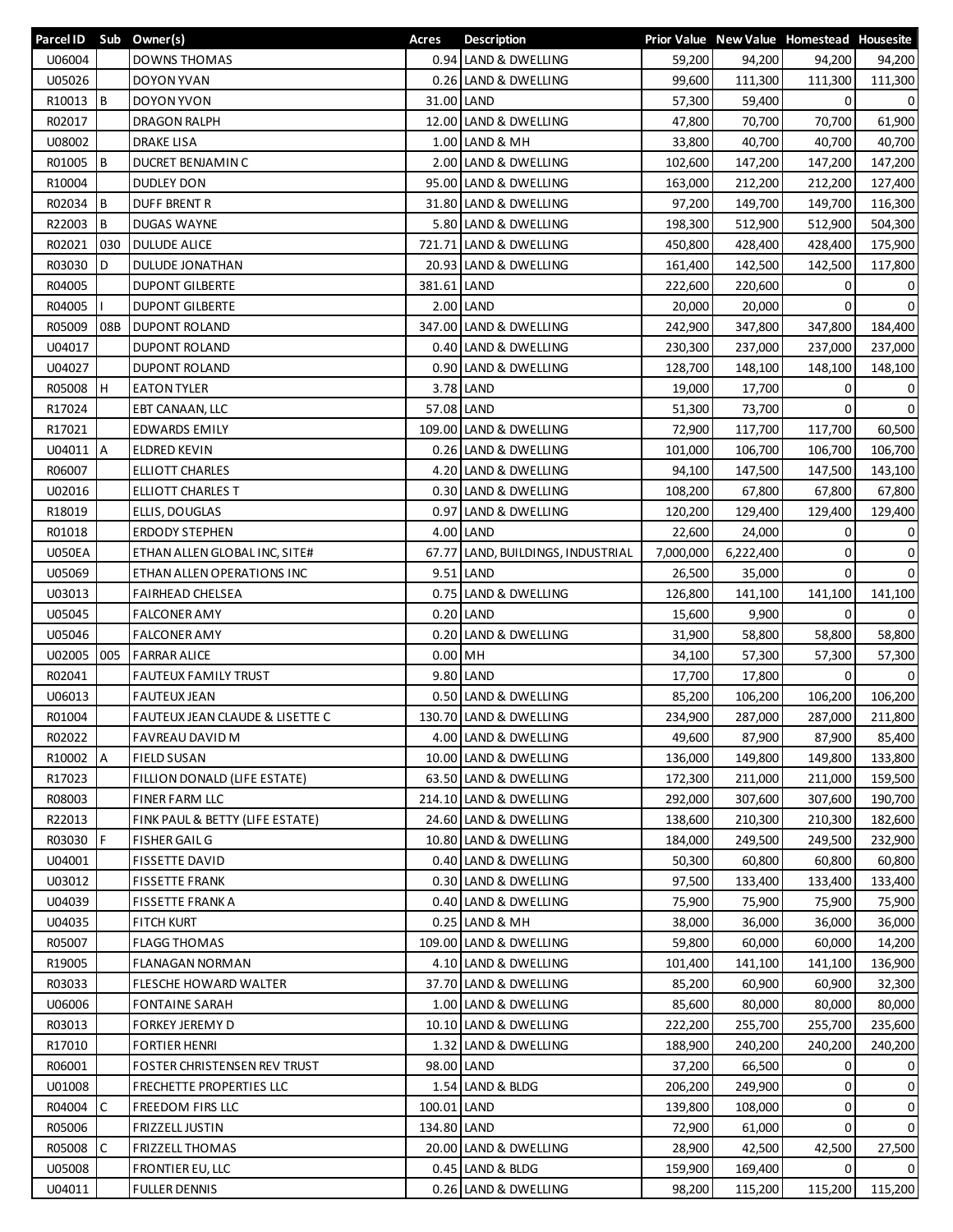| Parcel ID | Sub | Owner(s) | Acres | Description | Prior Value | New Value | Homestead | Housesite |
|---|---|---|---|---|---|---|---|---|
| U06004 | | DOWNS THOMAS | 0.94 | LAND & DWELLING | 59,200 | 94,200 | 94,200 | 94,200 |
| U05026 | | DOYON YVAN | 0.26 | LAND & DWELLING | 99,600 | 111,300 | 111,300 | 111,300 |
| R10013 | B | DOYON YVON | 31.00 | LAND | 57,300 | 59,400 | 0 | 0 |
| R02017 | | DRAGON RALPH | 12.00 | LAND & DWELLING | 47,800 | 70,700 | 70,700 | 61,900 |
| U08002 | | DRAKE LISA | 1.00 | LAND & MH | 33,800 | 40,700 | 40,700 | 40,700 |
| R01005 | B | DUCRET BENJAMIN C | 2.00 | LAND & DWELLING | 102,600 | 147,200 | 147,200 | 147,200 |
| R10004 | | DUDLEY DON | 95.00 | LAND & DWELLING | 163,000 | 212,200 | 212,200 | 127,400 |
| R02034 | B | DUFF BRENT R | 31.80 | LAND & DWELLING | 97,200 | 149,700 | 149,700 | 116,300 |
| R22003 | B | DUGAS WAYNE | 5.80 | LAND & DWELLING | 198,300 | 512,900 | 512,900 | 504,300 |
| R02021 | 030 | DULUDE ALICE | 721.71 | LAND & DWELLING | 450,800 | 428,400 | 428,400 | 175,900 |
| R03030 | D | DULUDE JONATHAN | 20.93 | LAND & DWELLING | 161,400 | 142,500 | 142,500 | 117,800 |
| R04005 | | DUPONT GILBERTE | 381.61 | LAND | 222,600 | 220,600 | 0 | 0 |
| R04005 | I | DUPONT GILBERTE | 2.00 | LAND | 20,000 | 20,000 | 0 | 0 |
| R05009 | 08B | DUPONT ROLAND | 347.00 | LAND & DWELLING | 242,900 | 347,800 | 347,800 | 184,400 |
| U04017 | | DUPONT ROLAND | 0.40 | LAND & DWELLING | 230,300 | 237,000 | 237,000 | 237,000 |
| U04027 | | DUPONT ROLAND | 0.90 | LAND & DWELLING | 128,700 | 148,100 | 148,100 | 148,100 |
| R05008 | H | EATON TYLER | 3.78 | LAND | 19,000 | 17,700 | 0 | 0 |
| R17024 | | EBT CANAAN, LLC | 57.08 | LAND | 51,300 | 73,700 | 0 | 0 |
| R17021 | | EDWARDS EMILY | 109.00 | LAND & DWELLING | 72,900 | 117,700 | 117,700 | 60,500 |
| U04011 | A | ELDRED KEVIN | 0.26 | LAND & DWELLING | 101,000 | 106,700 | 106,700 | 106,700 |
| R06007 | | ELLIOTT CHARLES | 4.20 | LAND & DWELLING | 94,100 | 147,500 | 147,500 | 143,100 |
| U02016 | | ELLIOTT CHARLES T | 0.30 | LAND & DWELLING | 108,200 | 67,800 | 67,800 | 67,800 |
| R18019 | | ELLIS, DOUGLAS | 0.97 | LAND & DWELLING | 120,200 | 129,400 | 129,400 | 129,400 |
| R01018 | | ERDODY STEPHEN | 4.00 | LAND | 22,600 | 24,000 | 0 | 0 |
| U050EA | | ETHAN ALLEN GLOBAL INC, SITE# | 67.77 | LAND, BUILDINGS, INDUSTRIAL | 7,000,000 | 6,222,400 | 0 | 0 |
| U05069 | | ETHAN ALLEN OPERATIONS INC | 9.51 | LAND | 26,500 | 35,000 | 0 | 0 |
| U03013 | | FAIRHEAD CHELSEA | 0.75 | LAND & DWELLING | 126,800 | 141,100 | 141,100 | 141,100 |
| U05045 | | FALCONER AMY | 0.20 | LAND | 15,600 | 9,900 | 0 | 0 |
| U05046 | | FALCONER AMY | 0.20 | LAND & DWELLING | 31,900 | 58,800 | 58,800 | 58,800 |
| U02005 | 005 | FARRAR ALICE | 0.00 | MH | 34,100 | 57,300 | 57,300 | 57,300 |
| R02041 | | FAUTEUX FAMILY TRUST | 9.80 | LAND | 17,700 | 17,800 | 0 | 0 |
| U06013 | | FAUTEUX JEAN | 0.50 | LAND & DWELLING | 85,200 | 106,200 | 106,200 | 106,200 |
| R01004 | | FAUTEUX JEAN CLAUDE & LISETTE C | 130.70 | LAND & DWELLING | 234,900 | 287,000 | 287,000 | 211,800 |
| R02022 | | FAVREAU DAVID M | 4.00 | LAND & DWELLING | 49,600 | 87,900 | 87,900 | 85,400 |
| R10002 | A | FIELD SUSAN | 10.00 | LAND & DWELLING | 136,000 | 149,800 | 149,800 | 133,800 |
| R17023 | | FILLION DONALD (LIFE ESTATE) | 63.50 | LAND & DWELLING | 172,300 | 211,000 | 211,000 | 159,500 |
| R08003 | | FINER FARM LLC | 214.10 | LAND & DWELLING | 292,000 | 307,600 | 307,600 | 190,700 |
| R22013 | | FINK PAUL & BETTY (LIFE ESTATE) | 24.60 | LAND & DWELLING | 138,600 | 210,300 | 210,300 | 182,600 |
| R03030 | F | FISHER GAIL G | 10.80 | LAND & DWELLING | 184,000 | 249,500 | 249,500 | 232,900 |
| U04001 | | FISSETTE DAVID | 0.40 | LAND & DWELLING | 50,300 | 60,800 | 60,800 | 60,800 |
| U03012 | | FISSETTE FRANK | 0.30 | LAND & DWELLING | 97,500 | 133,400 | 133,400 | 133,400 |
| U04039 | | FISSETTE FRANK A | 0.40 | LAND & DWELLING | 75,900 | 75,900 | 75,900 | 75,900 |
| U04035 | | FITCH KURT | 0.25 | LAND & MH | 38,000 | 36,000 | 36,000 | 36,000 |
| R05007 | | FLAGG THOMAS | 109.00 | LAND & DWELLING | 59,800 | 60,000 | 60,000 | 14,200 |
| R19005 | | FLANAGAN NORMAN | 4.10 | LAND & DWELLING | 101,400 | 141,100 | 141,100 | 136,900 |
| R03033 | | FLESCHE HOWARD WALTER | 37.70 | LAND & DWELLING | 85,200 | 60,900 | 60,900 | 32,300 |
| U06006 | | FONTAINE SARAH | 1.00 | LAND & DWELLING | 85,600 | 80,000 | 80,000 | 80,000 |
| R03013 | | FORKEY JEREMY D | 10.10 | LAND & DWELLING | 222,200 | 255,700 | 255,700 | 235,600 |
| R17010 | | FORTIER HENRI | 1.32 | LAND & DWELLING | 188,900 | 240,200 | 240,200 | 240,200 |
| R06001 | | FOSTER CHRISTENSEN REV TRUST | 98.00 | LAND | 37,200 | 66,500 | 0 | 0 |
| U01008 | | FRECHETTE PROPERTIES LLC | 1.54 | LAND & BLDG | 206,200 | 249,900 | 0 | 0 |
| R04004 | C | FREEDOM FIRS LLC | 100.01 | LAND | 139,800 | 108,000 | 0 | 0 |
| R05006 | | FRIZZELL JUSTIN | 134.80 | LAND | 72,900 | 61,000 | 0 | 0 |
| R05008 | C | FRIZZELL THOMAS | 20.00 | LAND & DWELLING | 28,900 | 42,500 | 42,500 | 27,500 |
| U05008 | | FRONTIER EU, LLC | 0.45 | LAND & BLDG | 159,900 | 169,400 | 0 | 0 |
| U04011 | | FULLER DENNIS | 0.26 | LAND & DWELLING | 98,200 | 115,200 | 115,200 | 115,200 |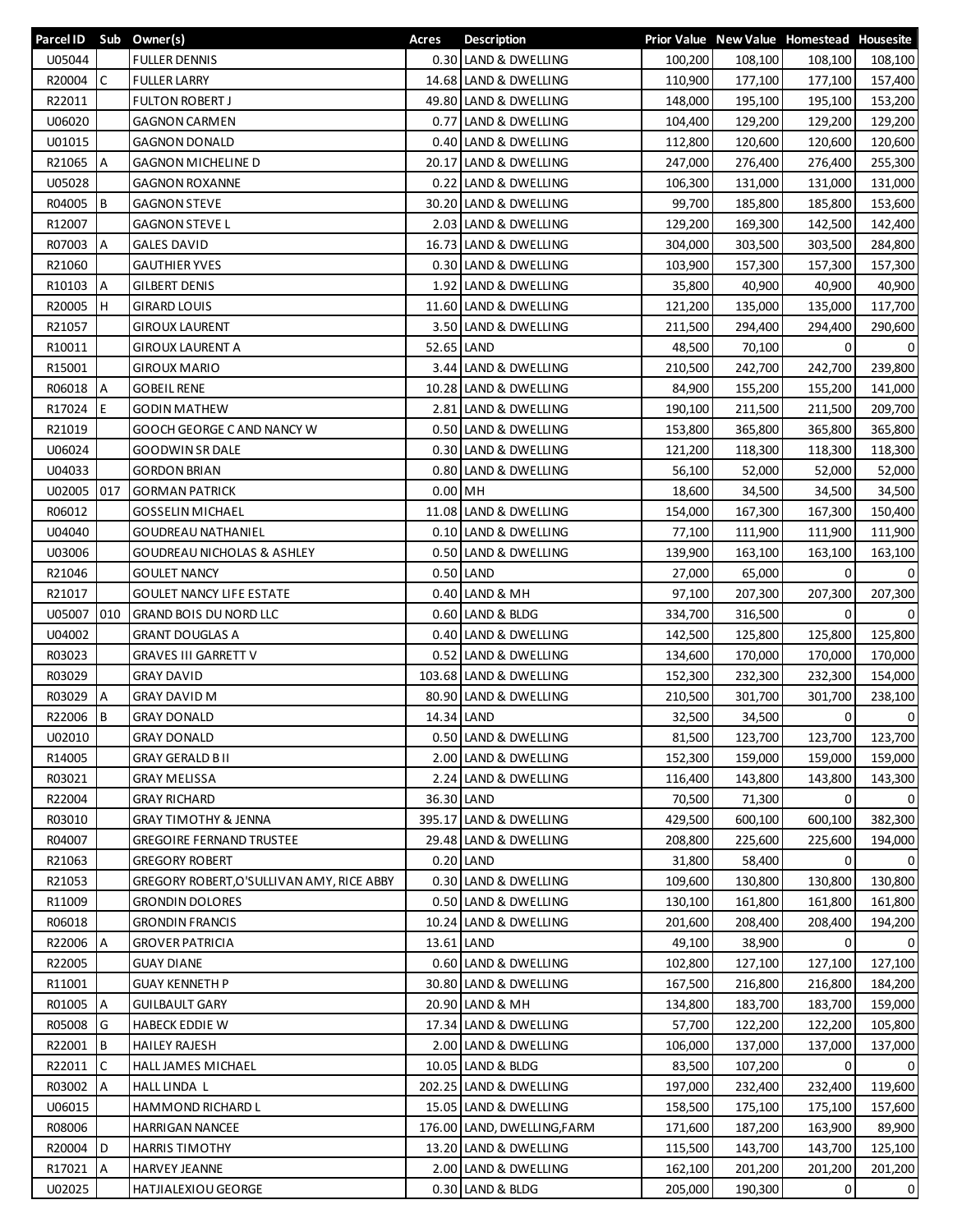| Parcel ID | Sub | Owner(s) | Acres | Description | Prior Value | New Value | Homestead | Housesite |
|---|---|---|---|---|---|---|---|---|
| U05044 | | FULLER DENNIS | 0.30 | LAND & DWELLING | 100,200 | 108,100 | 108,100 | 108,100 |
| R20004 | C | FULLER LARRY | 14.68 | LAND & DWELLING | 110,900 | 177,100 | 177,100 | 157,400 |
| R22011 | | FULTON ROBERT J | 49.80 | LAND & DWELLING | 148,000 | 195,100 | 195,100 | 153,200 |
| U06020 | | GAGNON CARMEN | 0.77 | LAND & DWELLING | 104,400 | 129,200 | 129,200 | 129,200 |
| U01015 | | GAGNON DONALD | 0.40 | LAND & DWELLING | 112,800 | 120,600 | 120,600 | 120,600 |
| R21065 | A | GAGNON MICHELINE D | 20.17 | LAND & DWELLING | 247,000 | 276,400 | 276,400 | 255,300 |
| U05028 | | GAGNON ROXANNE | 0.22 | LAND & DWELLING | 106,300 | 131,000 | 131,000 | 131,000 |
| R04005 | B | GAGNON STEVE | 30.20 | LAND & DWELLING | 99,700 | 185,800 | 185,800 | 153,600 |
| R12007 | | GAGNON STEVE L | 2.03 | LAND & DWELLING | 129,200 | 169,300 | 142,500 | 142,400 |
| R07003 | A | GALES DAVID | 16.73 | LAND & DWELLING | 304,000 | 303,500 | 303,500 | 284,800 |
| R21060 | | GAUTHIER YVES | 0.30 | LAND & DWELLING | 103,900 | 157,300 | 157,300 | 157,300 |
| R10103 | A | GILBERT DENIS | 1.92 | LAND & DWELLING | 35,800 | 40,900 | 40,900 | 40,900 |
| R20005 | H | GIRARD LOUIS | 11.60 | LAND & DWELLING | 121,200 | 135,000 | 135,000 | 117,700 |
| R21057 | | GIROUX LAURENT | 3.50 | LAND & DWELLING | 211,500 | 294,400 | 294,400 | 290,600 |
| R10011 | | GIROUX LAURENT A | 52.65 | LAND | 48,500 | 70,100 | 0 | 0 |
| R15001 | | GIROUX MARIO | 3.44 | LAND & DWELLING | 210,500 | 242,700 | 242,700 | 239,800 |
| R06018 | A | GOBEIL RENE | 10.28 | LAND & DWELLING | 84,900 | 155,200 | 155,200 | 141,000 |
| R17024 | E | GODIN MATHEW | 2.81 | LAND & DWELLING | 190,100 | 211,500 | 211,500 | 209,700 |
| R21019 | | GOOCH GEORGE C AND NANCY W | 0.50 | LAND & DWELLING | 153,800 | 365,800 | 365,800 | 365,800 |
| U06024 | | GOODWIN SR DALE | 0.30 | LAND & DWELLING | 121,200 | 118,300 | 118,300 | 118,300 |
| U04033 | | GORDON BRIAN | 0.80 | LAND & DWELLING | 56,100 | 52,000 | 52,000 | 52,000 |
| U02005 | 017 | GORMAN PATRICK | 0.00 | MH | 18,600 | 34,500 | 34,500 | 34,500 |
| R06012 | | GOSSELIN MICHAEL | 11.08 | LAND & DWELLING | 154,000 | 167,300 | 167,300 | 150,400 |
| U04040 | | GOUDREAU NATHANIEL | 0.10 | LAND & DWELLING | 77,100 | 111,900 | 111,900 | 111,900 |
| U03006 | | GOUDREAU NICHOLAS & ASHLEY | 0.50 | LAND & DWELLING | 139,900 | 163,100 | 163,100 | 163,100 |
| R21046 | | GOULET NANCY | 0.50 | LAND | 27,000 | 65,000 | 0 | 0 |
| R21017 | | GOULET NANCY LIFE ESTATE | 0.40 | LAND & MH | 97,100 | 207,300 | 207,300 | 207,300 |
| U05007 | 010 | GRAND BOIS DU NORD LLC | 0.60 | LAND & BLDG | 334,700 | 316,500 | 0 | 0 |
| U04002 | | GRANT DOUGLAS A | 0.40 | LAND & DWELLING | 142,500 | 125,800 | 125,800 | 125,800 |
| R03023 | | GRAVES III GARRETT V | 0.52 | LAND & DWELLING | 134,600 | 170,000 | 170,000 | 170,000 |
| R03029 | | GRAY DAVID | 103.68 | LAND & DWELLING | 152,300 | 232,300 | 232,300 | 154,000 |
| R03029 | A | GRAY DAVID M | 80.90 | LAND & DWELLING | 210,500 | 301,700 | 301,700 | 238,100 |
| R22006 | B | GRAY DONALD | 14.34 | LAND | 32,500 | 34,500 | 0 | 0 |
| U02010 | | GRAY DONALD | 0.50 | LAND & DWELLING | 81,500 | 123,700 | 123,700 | 123,700 |
| R14005 | | GRAY GERALD B II | 2.00 | LAND & DWELLING | 152,300 | 159,000 | 159,000 | 159,000 |
| R03021 | | GRAY MELISSA | 2.24 | LAND & DWELLING | 116,400 | 143,800 | 143,800 | 143,300 |
| R22004 | | GRAY RICHARD | 36.30 | LAND | 70,500 | 71,300 | 0 | 0 |
| R03010 | | GRAY TIMOTHY & JENNA | 395.17 | LAND & DWELLING | 429,500 | 600,100 | 600,100 | 382,300 |
| R04007 | | GREGOIRE FERNAND TRUSTEE | 29.48 | LAND & DWELLING | 208,800 | 225,600 | 225,600 | 194,000 |
| R21063 | | GREGORY ROBERT | 0.20 | LAND | 31,800 | 58,400 | 0 | 0 |
| R21053 | | GREGORY ROBERT,O'SULLIVAN AMY, RICE ABBY | 0.30 | LAND & DWELLING | 109,600 | 130,800 | 130,800 | 130,800 |
| R11009 | | GRONDIN DOLORES | 0.50 | LAND & DWELLING | 130,100 | 161,800 | 161,800 | 161,800 |
| R06018 | | GRONDIN FRANCIS | 10.24 | LAND & DWELLING | 201,600 | 208,400 | 208,400 | 194,200 |
| R22006 | A | GROVER PATRICIA | 13.61 | LAND | 49,100 | 38,900 | 0 | 0 |
| R22005 | | GUAY DIANE | 0.60 | LAND & DWELLING | 102,800 | 127,100 | 127,100 | 127,100 |
| R11001 | | GUAY KENNETH P | 30.80 | LAND & DWELLING | 167,500 | 216,800 | 216,800 | 184,200 |
| R01005 | A | GUILBAULT GARY | 20.90 | LAND & MH | 134,800 | 183,700 | 183,700 | 159,000 |
| R05008 | G | HABECK EDDIE W | 17.34 | LAND & DWELLING | 57,700 | 122,200 | 122,200 | 105,800 |
| R22001 | B | HAILEY RAJESH | 2.00 | LAND & DWELLING | 106,000 | 137,000 | 137,000 | 137,000 |
| R22011 | C | HALL JAMES MICHAEL | 10.05 | LAND & BLDG | 83,500 | 107,200 | 0 | 0 |
| R03002 | A | HALL LINDA L | 202.25 | LAND & DWELLING | 197,000 | 232,400 | 232,400 | 119,600 |
| U06015 | | HAMMOND RICHARD L | 15.05 | LAND & DWELLING | 158,500 | 175,100 | 175,100 | 157,600 |
| R08006 | | HARRIGAN NANCEE | 176.00 | LAND, DWELLING,FARM | 171,600 | 187,200 | 163,900 | 89,900 |
| R20004 | D | HARRIS TIMOTHY | 13.20 | LAND & DWELLING | 115,500 | 143,700 | 143,700 | 125,100 |
| R17021 | A | HARVEY JEANNE | 2.00 | LAND & DWELLING | 162,100 | 201,200 | 201,200 | 201,200 |
| U02025 | | HATJIALEXIOU GEORGE | 0.30 | LAND & BLDG | 205,000 | 190,300 | 0 | 0 |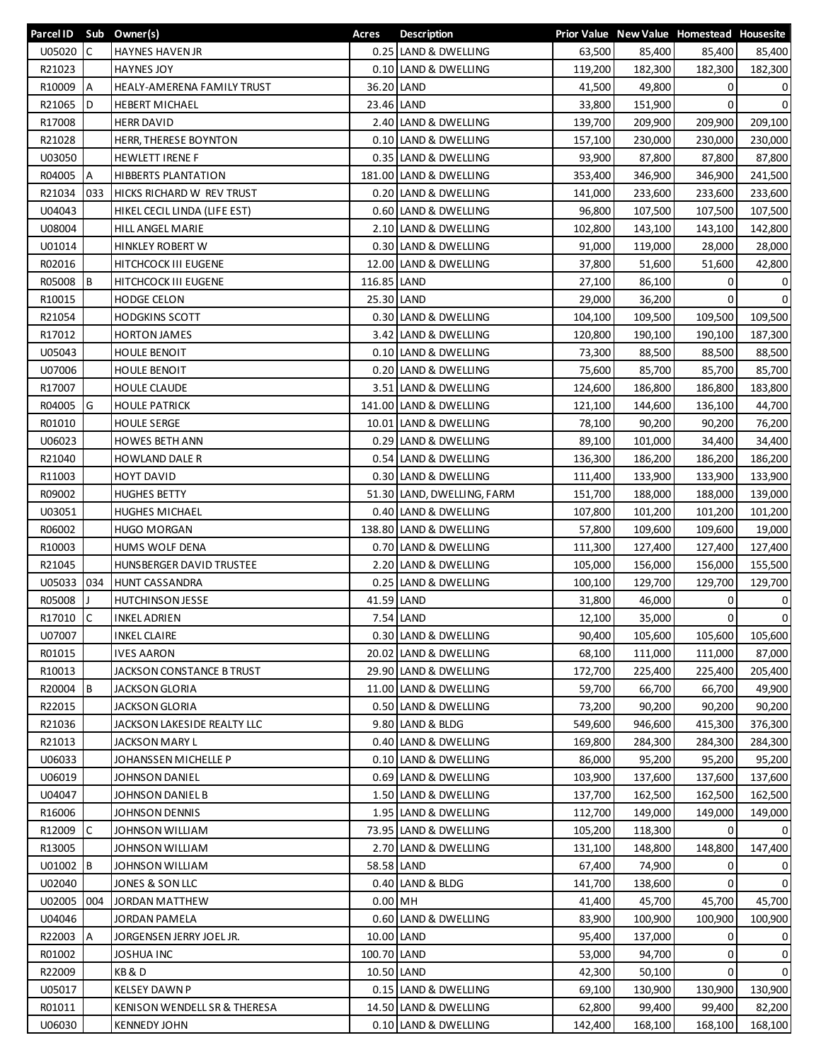| Parcel ID | Sub | Owner(s) | Acres | Description | Prior Value | New Value | Homestead | Housesite |
|---|---|---|---|---|---|---|---|---|
| U05020 | C | HAYNES HAVEN JR | 0.25 | LAND & DWELLING | 63,500 | 85,400 | 85,400 | 85,400 |
| R21023 | | HAYNES JOY | 0.10 | LAND & DWELLING | 119,200 | 182,300 | 182,300 | 182,300 |
| R10009 | A | HEALY-AMERENA FAMILY TRUST | 36.20 | LAND | 41,500 | 49,800 | 0 | 0 |
| R21065 | D | HEBERT MICHAEL | 23.46 | LAND | 33,800 | 151,900 | 0 | 0 |
| R17008 | | HERR DAVID | 2.40 | LAND & DWELLING | 139,700 | 209,900 | 209,900 | 209,100 |
| R21028 | | HERR, THERESE BOYNTON | 0.10 | LAND & DWELLING | 157,100 | 230,000 | 230,000 | 230,000 |
| U03050 | | HEWLETT IRENE F | 0.35 | LAND & DWELLING | 93,900 | 87,800 | 87,800 | 87,800 |
| R04005 | A | HIBBERTS PLANTATION | 181.00 | LAND & DWELLING | 353,400 | 346,900 | 346,900 | 241,500 |
| R21034 | 033 | HICKS RICHARD W REV TRUST | 0.20 | LAND & DWELLING | 141,000 | 233,600 | 233,600 | 233,600 |
| U04043 | | HIKEL CECIL LINDA (LIFE EST) | 0.60 | LAND & DWELLING | 96,800 | 107,500 | 107,500 | 107,500 |
| U08004 | | HILL ANGEL MARIE | 2.10 | LAND & DWELLING | 102,800 | 143,100 | 143,100 | 142,800 |
| U01014 | | HINKLEY ROBERT W | 0.30 | LAND & DWELLING | 91,000 | 119,000 | 28,000 | 28,000 |
| R02016 | | HITCHCOCK III EUGENE | 12.00 | LAND & DWELLING | 37,800 | 51,600 | 51,600 | 42,800 |
| R05008 | B | HITCHCOCK III EUGENE | 116.85 | LAND | 27,100 | 86,100 | 0 | 0 |
| R10015 | | HODGE CELON | 25.30 | LAND | 29,000 | 36,200 | 0 | 0 |
| R21054 | | HODGKINS SCOTT | 0.30 | LAND & DWELLING | 104,100 | 109,500 | 109,500 | 109,500 |
| R17012 | | HORTON JAMES | 3.42 | LAND & DWELLING | 120,800 | 190,100 | 190,100 | 187,300 |
| U05043 | | HOULE BENOIT | 0.10 | LAND & DWELLING | 73,300 | 88,500 | 88,500 | 88,500 |
| U07006 | | HOULE BENOIT | 0.20 | LAND & DWELLING | 75,600 | 85,700 | 85,700 | 85,700 |
| R17007 | | HOULE CLAUDE | 3.51 | LAND & DWELLING | 124,600 | 186,800 | 186,800 | 183,800 |
| R04005 | G | HOULE PATRICK | 141.00 | LAND & DWELLING | 121,100 | 144,600 | 136,100 | 44,700 |
| R01010 | | HOULE SERGE | 10.01 | LAND & DWELLING | 78,100 | 90,200 | 90,200 | 76,200 |
| U06023 | | HOWES BETH ANN | 0.29 | LAND & DWELLING | 89,100 | 101,000 | 34,400 | 34,400 |
| R21040 | | HOWLAND DALE R | 0.54 | LAND & DWELLING | 136,300 | 186,200 | 186,200 | 186,200 |
| R11003 | | HOYT DAVID | 0.30 | LAND & DWELLING | 111,400 | 133,900 | 133,900 | 133,900 |
| R09002 | | HUGHES BETTY | 51.30 | LAND, DWELLING, FARM | 151,700 | 188,000 | 188,000 | 139,000 |
| U03051 | | HUGHES MICHAEL | 0.40 | LAND & DWELLING | 107,800 | 101,200 | 101,200 | 101,200 |
| R06002 | | HUGO MORGAN | 138.80 | LAND & DWELLING | 57,800 | 109,600 | 109,600 | 19,000 |
| R10003 | | HUMS WOLF DENA | 0.70 | LAND & DWELLING | 111,300 | 127,400 | 127,400 | 127,400 |
| R21045 | | HUNSBERGER DAVID TRUSTEE | 2.20 | LAND & DWELLING | 105,000 | 156,000 | 156,000 | 155,500 |
| U05033 | 034 | HUNT CASSANDRA | 0.25 | LAND & DWELLING | 100,100 | 129,700 | 129,700 | 129,700 |
| R05008 | J | HUTCHINSON JESSE | 41.59 | LAND | 31,800 | 46,000 | 0 | 0 |
| R17010 | C | INKEL ADRIEN | 7.54 | LAND | 12,100 | 35,000 | 0 | 0 |
| U07007 | | INKEL CLAIRE | 0.30 | LAND & DWELLING | 90,400 | 105,600 | 105,600 | 105,600 |
| R01015 | | IVES AARON | 20.02 | LAND & DWELLING | 68,100 | 111,000 | 111,000 | 87,000 |
| R10013 | | JACKSON CONSTANCE B TRUST | 29.90 | LAND & DWELLING | 172,700 | 225,400 | 225,400 | 205,400 |
| R20004 | B | JACKSON GLORIA | 11.00 | LAND & DWELLING | 59,700 | 66,700 | 66,700 | 49,900 |
| R22015 | | JACKSON GLORIA | 0.50 | LAND & DWELLING | 73,200 | 90,200 | 90,200 | 90,200 |
| R21036 | | JACKSON LAKESIDE REALTY LLC | 9.80 | LAND & BLDG | 549,600 | 946,600 | 415,300 | 376,300 |
| R21013 | | JACKSON MARY L | 0.40 | LAND & DWELLING | 169,800 | 284,300 | 284,300 | 284,300 |
| U06033 | | JOHANSSEN MICHELLE P | 0.10 | LAND & DWELLING | 86,000 | 95,200 | 95,200 | 95,200 |
| U06019 | | JOHNSON DANIEL | 0.69 | LAND & DWELLING | 103,900 | 137,600 | 137,600 | 137,600 |
| U04047 | | JOHNSON DANIEL B | 1.50 | LAND & DWELLING | 137,700 | 162,500 | 162,500 | 162,500 |
| R16006 | | JOHNSON DENNIS | 1.95 | LAND & DWELLING | 112,700 | 149,000 | 149,000 | 149,000 |
| R12009 | C | JOHNSON WILLIAM | 73.95 | LAND & DWELLING | 105,200 | 118,300 | 0 | 0 |
| R13005 | | JOHNSON WILLIAM | 2.70 | LAND & DWELLING | 131,100 | 148,800 | 148,800 | 147,400 |
| U01002 | B | JOHNSON WILLIAM | 58.58 | LAND | 67,400 | 74,900 | 0 | 0 |
| U02040 | | JONES & SON LLC | 0.40 | LAND & BLDG | 141,700 | 138,600 | 0 | 0 |
| U02005 | 004 | JORDAN MATTHEW | 0.00 | MH | 41,400 | 45,700 | 45,700 | 45,700 |
| U04046 | | JORDAN PAMELA | 0.60 | LAND & DWELLING | 83,900 | 100,900 | 100,900 | 100,900 |
| R22003 | A | JORGENSEN JERRY JOEL JR. | 10.00 | LAND | 95,400 | 137,000 | 0 | 0 |
| R01002 | | JOSHUA INC | 100.70 | LAND | 53,000 | 94,700 | 0 | 0 |
| R22009 | | KB & D | 10.50 | LAND | 42,300 | 50,100 | 0 | 0 |
| U05017 | | KELSEY DAWN P | 0.15 | LAND & DWELLING | 69,100 | 130,900 | 130,900 | 130,900 |
| R01011 | | KENISON WENDELL SR & THERESA | 14.50 | LAND & DWELLING | 62,800 | 99,400 | 99,400 | 82,200 |
| U06030 | | KENNEDY JOHN | 0.10 | LAND & DWELLING | 142,400 | 168,100 | 168,100 | 168,100 |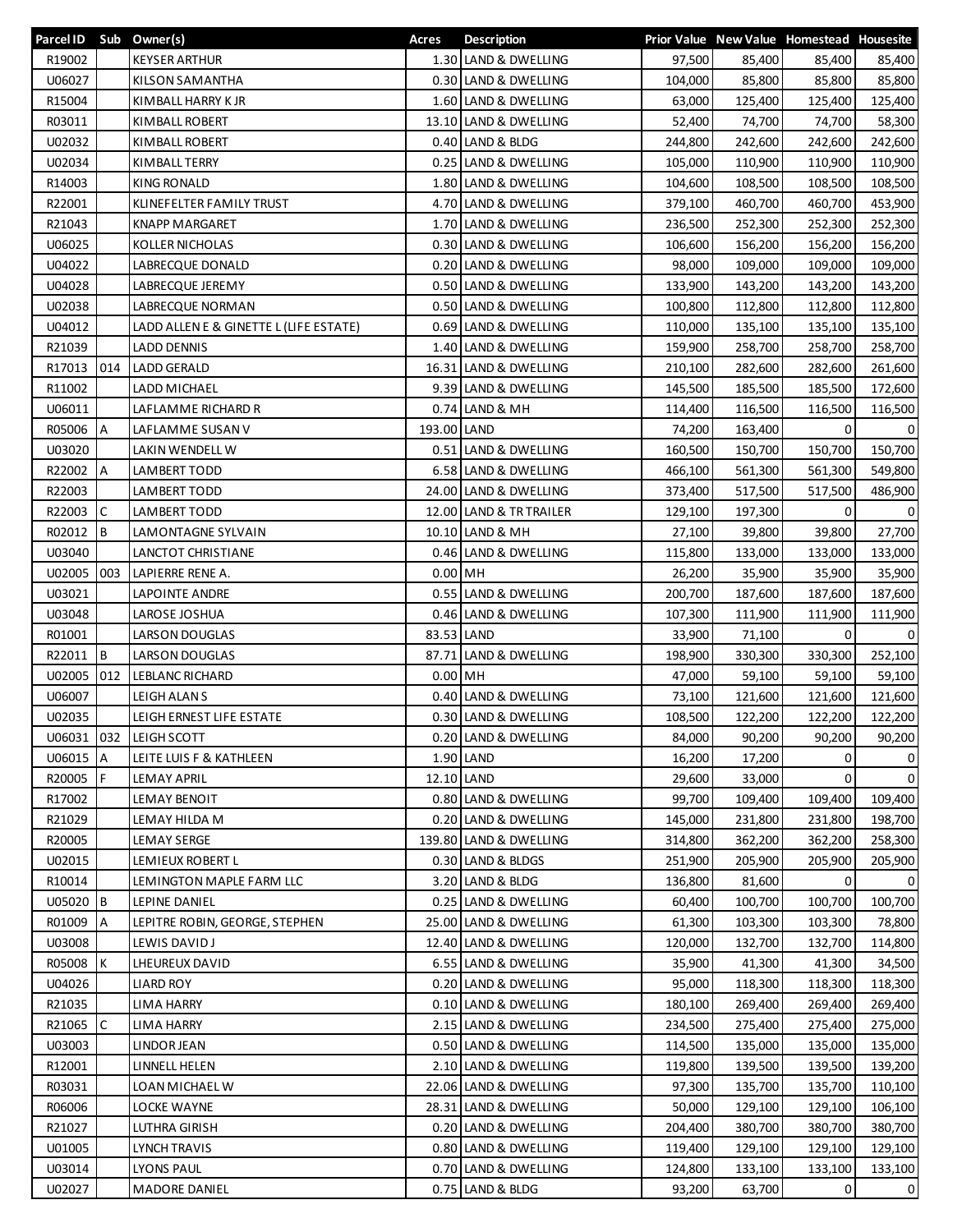| Parcel ID | Sub | Owner(s) | Acres | Description | Prior Value | New Value | Homestead | Housesite |
|---|---|---|---|---|---|---|---|---|
| R19002 | | KEYSER ARTHUR | 1.30 | LAND & DWELLING | 97,500 | 85,400 | 85,400 | 85,400 |
| U06027 | | KILSON SAMANTHA | 0.30 | LAND & DWELLING | 104,000 | 85,800 | 85,800 | 85,800 |
| R15004 | | KIMBALL HARRY K JR | 1.60 | LAND & DWELLING | 63,000 | 125,400 | 125,400 | 125,400 |
| R03011 | | KIMBALL ROBERT | 13.10 | LAND & DWELLING | 52,400 | 74,700 | 74,700 | 58,300 |
| U02032 | | KIMBALL ROBERT | 0.40 | LAND & BLDG | 244,800 | 242,600 | 242,600 | 242,600 |
| U02034 | | KIMBALL TERRY | 0.25 | LAND & DWELLING | 105,000 | 110,900 | 110,900 | 110,900 |
| R14003 | | KING RONALD | 1.80 | LAND & DWELLING | 104,600 | 108,500 | 108,500 | 108,500 |
| R22001 | | KLINEFELTER FAMILY TRUST | 4.70 | LAND & DWELLING | 379,100 | 460,700 | 460,700 | 453,900 |
| R21043 | | KNAPP MARGARET | 1.70 | LAND & DWELLING | 236,500 | 252,300 | 252,300 | 252,300 |
| U06025 | | KOLLER NICHOLAS | 0.30 | LAND & DWELLING | 106,600 | 156,200 | 156,200 | 156,200 |
| U04022 | | LABRECQUE DONALD | 0.20 | LAND & DWELLING | 98,000 | 109,000 | 109,000 | 109,000 |
| U04028 | | LABRECQUE JEREMY | 0.50 | LAND & DWELLING | 133,900 | 143,200 | 143,200 | 143,200 |
| U02038 | | LABRECQUE NORMAN | 0.50 | LAND & DWELLING | 100,800 | 112,800 | 112,800 | 112,800 |
| U04012 | | LADD ALLEN E & GINETTE L (LIFE ESTATE) | 0.69 | LAND & DWELLING | 110,000 | 135,100 | 135,100 | 135,100 |
| R21039 | | LADD DENNIS | 1.40 | LAND & DWELLING | 159,900 | 258,700 | 258,700 | 258,700 |
| R17013 | 014 | LADD GERALD | 16.31 | LAND & DWELLING | 210,100 | 282,600 | 282,600 | 261,600 |
| R11002 | | LADD MICHAEL | 9.39 | LAND & DWELLING | 145,500 | 185,500 | 185,500 | 172,600 |
| U06011 | | LAFLAMME RICHARD R | 0.74 | LAND & MH | 114,400 | 116,500 | 116,500 | 116,500 |
| R05006 | A | LAFLAMME SUSAN V | 193.00 | LAND | 74,200 | 163,400 | 0 | 0 |
| U03020 | | LAKIN WENDELL W | 0.51 | LAND & DWELLING | 160,500 | 150,700 | 150,700 | 150,700 |
| R22002 | A | LAMBERT TODD | 6.58 | LAND & DWELLING | 466,100 | 561,300 | 561,300 | 549,800 |
| R22003 | | LAMBERT TODD | 24.00 | LAND & DWELLING | 373,400 | 517,500 | 517,500 | 486,900 |
| R22003 | C | LAMBERT TODD | 12.00 | LAND & TR TRAILER | 129,100 | 197,300 | 0 | 0 |
| R02012 | B | LAMONTAGNE SYLVAIN | 10.10 | LAND & MH | 27,100 | 39,800 | 39,800 | 27,700 |
| U03040 | | LANCTOT CHRISTIANE | 0.46 | LAND & DWELLING | 115,800 | 133,000 | 133,000 | 133,000 |
| U02005 | 003 | LAPIERRE RENE A. | 0.00 | MH | 26,200 | 35,900 | 35,900 | 35,900 |
| U03021 | | LAPOINTE ANDRE | 0.55 | LAND & DWELLING | 200,700 | 187,600 | 187,600 | 187,600 |
| U03048 | | LAROSE JOSHUA | 0.46 | LAND & DWELLING | 107,300 | 111,900 | 111,900 | 111,900 |
| R01001 | | LARSON DOUGLAS | 83.53 | LAND | 33,900 | 71,100 | 0 | 0 |
| R22011 | B | LARSON DOUGLAS | 87.71 | LAND & DWELLING | 198,900 | 330,300 | 330,300 | 252,100 |
| U02005 | 012 | LEBLANC RICHARD | 0.00 | MH | 47,000 | 59,100 | 59,100 | 59,100 |
| U06007 | | LEIGH ALAN S | 0.40 | LAND & DWELLING | 73,100 | 121,600 | 121,600 | 121,600 |
| U02035 | | LEIGH ERNEST LIFE ESTATE | 0.30 | LAND & DWELLING | 108,500 | 122,200 | 122,200 | 122,200 |
| U06031 | 032 | LEIGH SCOTT | 0.20 | LAND & DWELLING | 84,000 | 90,200 | 90,200 | 90,200 |
| U06015 | A | LEITE LUIS F & KATHLEEN | 1.90 | LAND | 16,200 | 17,200 | 0 | 0 |
| R20005 | F | LEMAY APRIL | 12.10 | LAND | 29,600 | 33,000 | 0 | 0 |
| R17002 | | LEMAY BENOIT | 0.80 | LAND & DWELLING | 99,700 | 109,400 | 109,400 | 109,400 |
| R21029 | | LEMAY HILDA M | 0.20 | LAND & DWELLING | 145,000 | 231,800 | 231,800 | 198,700 |
| R20005 | | LEMAY SERGE | 139.80 | LAND & DWELLING | 314,800 | 362,200 | 362,200 | 258,300 |
| U02015 | | LEMIEUX ROBERT L | 0.30 | LAND & BLDGS | 251,900 | 205,900 | 205,900 | 205,900 |
| R10014 | | LEMINGTON MAPLE FARM LLC | 3.20 | LAND & BLDG | 136,800 | 81,600 | 0 | 0 |
| U05020 | B | LEPINE DANIEL | 0.25 | LAND & DWELLING | 60,400 | 100,700 | 100,700 | 100,700 |
| R01009 | A | LEPITRE ROBIN, GEORGE, STEPHEN | 25.00 | LAND & DWELLING | 61,300 | 103,300 | 103,300 | 78,800 |
| U03008 | | LEWIS DAVID J | 12.40 | LAND & DWELLING | 120,000 | 132,700 | 132,700 | 114,800 |
| R05008 | K | LHEUREUX DAVID | 6.55 | LAND & DWELLING | 35,900 | 41,300 | 41,300 | 34,500 |
| U04026 | | LIARD ROY | 0.20 | LAND & DWELLING | 95,000 | 118,300 | 118,300 | 118,300 |
| R21035 | | LIMA HARRY | 0.10 | LAND & DWELLING | 180,100 | 269,400 | 269,400 | 269,400 |
| R21065 | C | LIMA HARRY | 2.15 | LAND & DWELLING | 234,500 | 275,400 | 275,400 | 275,000 |
| U03003 | | LINDOR JEAN | 0.50 | LAND & DWELLING | 114,500 | 135,000 | 135,000 | 135,000 |
| R12001 | | LINNELL HELEN | 2.10 | LAND & DWELLING | 119,800 | 139,500 | 139,500 | 139,200 |
| R03031 | | LOAN MICHAEL W | 22.06 | LAND & DWELLING | 97,300 | 135,700 | 135,700 | 110,100 |
| R06006 | | LOCKE WAYNE | 28.31 | LAND & DWELLING | 50,000 | 129,100 | 129,100 | 106,100 |
| R21027 | | LUTHRA GIRISH | 0.20 | LAND & DWELLING | 204,400 | 380,700 | 380,700 | 380,700 |
| U01005 | | LYNCH TRAVIS | 0.80 | LAND & DWELLING | 119,400 | 129,100 | 129,100 | 129,100 |
| U03014 | | LYONS PAUL | 0.70 | LAND & DWELLING | 124,800 | 133,100 | 133,100 | 133,100 |
| U02027 | | MADORE DANIEL | 0.75 | LAND & BLDG | 93,200 | 63,700 | 0 | 0 |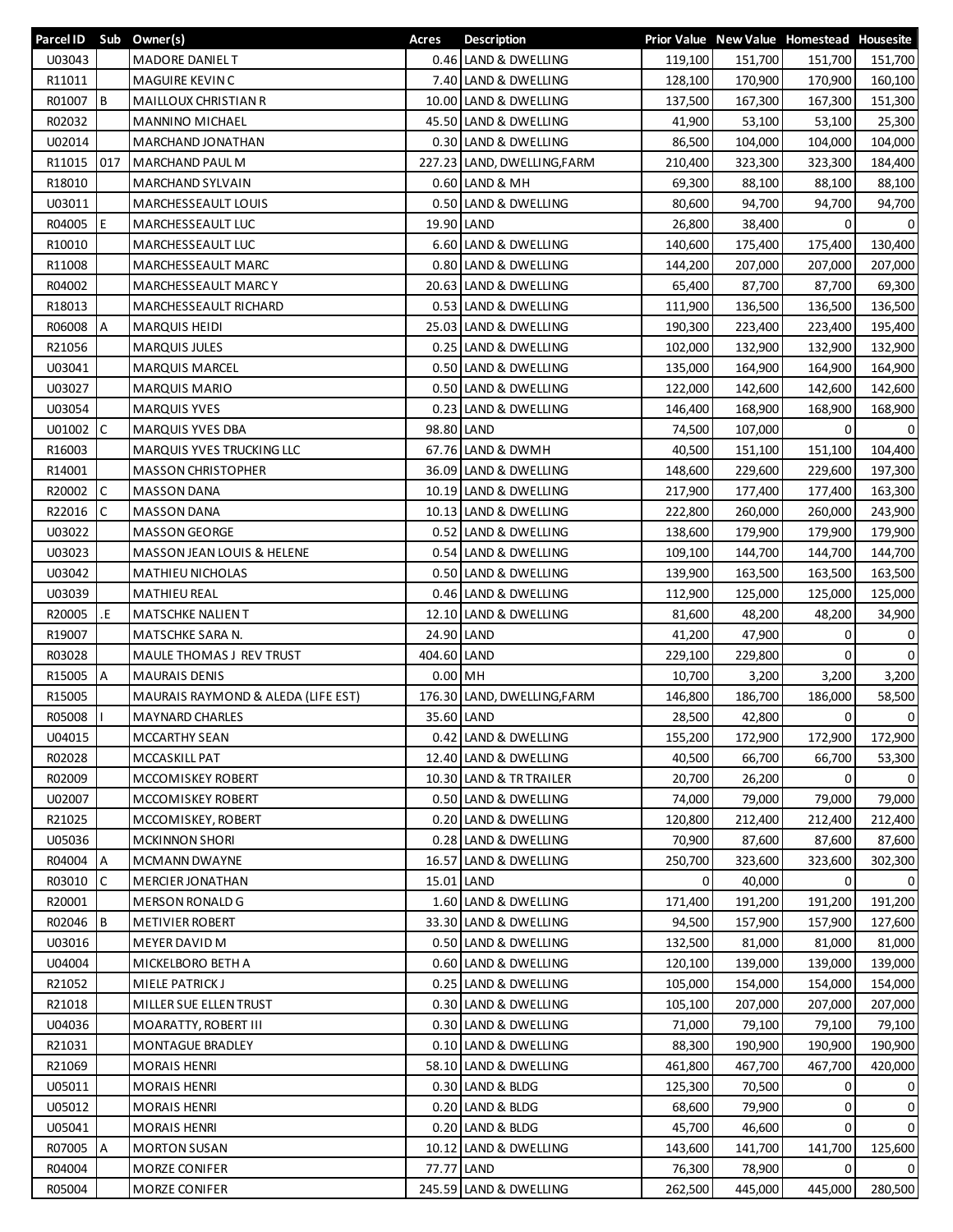| Parcel ID | Sub | Owner(s) | Acres | Description | Prior Value | New Value | Homestead | Housesite |
|---|---|---|---|---|---|---|---|---|
| U03043 | | MADORE DANIEL T | 0.46 | LAND & DWELLING | 119,100 | 151,700 | 151,700 | 151,700 |
| R11011 | | MAGUIRE KEVIN C | 7.40 | LAND & DWELLING | 128,100 | 170,900 | 170,900 | 160,100 |
| R01007 | B | MAILLOUX CHRISTIAN R | 10.00 | LAND & DWELLING | 137,500 | 167,300 | 167,300 | 151,300 |
| R02032 | | MANNINO MICHAEL | 45.50 | LAND & DWELLING | 41,900 | 53,100 | 53,100 | 25,300 |
| U02014 | | MARCHAND JONATHAN | 0.30 | LAND & DWELLING | 86,500 | 104,000 | 104,000 | 104,000 |
| R11015 | 017 | MARCHAND PAUL M | 227.23 | LAND, DWELLING,FARM | 210,400 | 323,300 | 323,300 | 184,400 |
| R18010 | | MARCHAND SYLVAIN | 0.60 | LAND & MH | 69,300 | 88,100 | 88,100 | 88,100 |
| U03011 | | MARCHESSEAULT LOUIS | 0.50 | LAND & DWELLING | 80,600 | 94,700 | 94,700 | 94,700 |
| R04005 | E | MARCHESSEAULT LUC | 19.90 | LAND | 26,800 | 38,400 | 0 | 0 |
| R10010 | | MARCHESSEAULT LUC | 6.60 | LAND & DWELLING | 140,600 | 175,400 | 175,400 | 130,400 |
| R11008 | | MARCHESSEAULT MARC | 0.80 | LAND & DWELLING | 144,200 | 207,000 | 207,000 | 207,000 |
| R04002 | | MARCHESSEAULT MARC Y | 20.63 | LAND & DWELLING | 65,400 | 87,700 | 87,700 | 69,300 |
| R18013 | | MARCHESSEAULT RICHARD | 0.53 | LAND & DWELLING | 111,900 | 136,500 | 136,500 | 136,500 |
| R06008 | A | MARQUIS HEIDI | 25.03 | LAND & DWELLING | 190,300 | 223,400 | 223,400 | 195,400 |
| R21056 | | MARQUIS JULES | 0.25 | LAND & DWELLING | 102,000 | 132,900 | 132,900 | 132,900 |
| U03041 | | MARQUIS MARCEL | 0.50 | LAND & DWELLING | 135,000 | 164,900 | 164,900 | 164,900 |
| U03027 | | MARQUIS MARIO | 0.50 | LAND & DWELLING | 122,000 | 142,600 | 142,600 | 142,600 |
| U03054 | | MARQUIS YVES | 0.23 | LAND & DWELLING | 146,400 | 168,900 | 168,900 | 168,900 |
| U01002 | C | MARQUIS YVES DBA | 98.80 | LAND | 74,500 | 107,000 | 0 | 0 |
| R16003 | | MARQUIS YVES TRUCKING LLC | 67.76 | LAND & DWMH | 40,500 | 151,100 | 151,100 | 104,400 |
| R14001 | | MASSON CHRISTOPHER | 36.09 | LAND & DWELLING | 148,600 | 229,600 | 229,600 | 197,300 |
| R20002 | C | MASSON DANA | 10.19 | LAND & DWELLING | 217,900 | 177,400 | 177,400 | 163,300 |
| R22016 | C | MASSON DANA | 10.13 | LAND & DWELLING | 222,800 | 260,000 | 260,000 | 243,900 |
| U03022 | | MASSON GEORGE | 0.52 | LAND & DWELLING | 138,600 | 179,900 | 179,900 | 179,900 |
| U03023 | | MASSON JEAN LOUIS & HELENE | 0.54 | LAND & DWELLING | 109,100 | 144,700 | 144,700 | 144,700 |
| U03042 | | MATHIEU NICHOLAS | 0.50 | LAND & DWELLING | 139,900 | 163,500 | 163,500 | 163,500 |
| U03039 | | MATHIEU REAL | 0.46 | LAND & DWELLING | 112,900 | 125,000 | 125,000 | 125,000 |
| R20005 | .E | MATSCHKE NALIEN T | 12.10 | LAND & DWELLING | 81,600 | 48,200 | 48,200 | 34,900 |
| R19007 | | MATSCHKE SARA N. | 24.90 | LAND | 41,200 | 47,900 | 0 | 0 |
| R03028 | | MAULE THOMAS J REV TRUST | 404.60 | LAND | 229,100 | 229,800 | 0 | 0 |
| R15005 | A | MAURAIS DENIS | 0.00 | MH | 10,700 | 3,200 | 3,200 | 3,200 |
| R15005 | | MAURAIS RAYMOND & ALEDA (LIFE EST) | 176.30 | LAND, DWELLING,FARM | 146,800 | 186,700 | 186,000 | 58,500 |
| R05008 | I | MAYNARD CHARLES | 35.60 | LAND | 28,500 | 42,800 | 0 | 0 |
| U04015 | | MCCARTHY SEAN | 0.42 | LAND & DWELLING | 155,200 | 172,900 | 172,900 | 172,900 |
| R02028 | | MCCASKILL PAT | 12.40 | LAND & DWELLING | 40,500 | 66,700 | 66,700 | 53,300 |
| R02009 | | MCCOMISKEY ROBERT | 10.30 | LAND & TR TRAILER | 20,700 | 26,200 | 0 | 0 |
| U02007 | | MCCOMISKEY ROBERT | 0.50 | LAND & DWELLING | 74,000 | 79,000 | 79,000 | 79,000 |
| R21025 | | MCCOMISKEY, ROBERT | 0.20 | LAND & DWELLING | 120,800 | 212,400 | 212,400 | 212,400 |
| U05036 | | MCKINNON SHORI | 0.28 | LAND & DWELLING | 70,900 | 87,600 | 87,600 | 87,600 |
| R04004 | A | MCMANN DWAYNE | 16.57 | LAND & DWELLING | 250,700 | 323,600 | 323,600 | 302,300 |
| R03010 | C | MERCIER JONATHAN | 15.01 | LAND | 0 | 40,000 | 0 | 0 |
| R20001 | | MERSON RONALD G | 1.60 | LAND & DWELLING | 171,400 | 191,200 | 191,200 | 191,200 |
| R02046 | B | METIVIER ROBERT | 33.30 | LAND & DWELLING | 94,500 | 157,900 | 157,900 | 127,600 |
| U03016 | | MEYER DAVID M | 0.50 | LAND & DWELLING | 132,500 | 81,000 | 81,000 | 81,000 |
| U04004 | | MICKELBORO BETH A | 0.60 | LAND & DWELLING | 120,100 | 139,000 | 139,000 | 139,000 |
| R21052 | | MIELE PATRICK J | 0.25 | LAND & DWELLING | 105,000 | 154,000 | 154,000 | 154,000 |
| R21018 | | MILLER SUE ELLEN TRUST | 0.30 | LAND & DWELLING | 105,100 | 207,000 | 207,000 | 207,000 |
| U04036 | | MOARATTY, ROBERT III | 0.30 | LAND & DWELLING | 71,000 | 79,100 | 79,100 | 79,100 |
| R21031 | | MONTAGUE BRADLEY | 0.10 | LAND & DWELLING | 88,300 | 190,900 | 190,900 | 190,900 |
| R21069 | | MORAIS HENRI | 58.10 | LAND & DWELLING | 461,800 | 467,700 | 467,700 | 420,000 |
| U05011 | | MORAIS HENRI | 0.30 | LAND & BLDG | 125,300 | 70,500 | 0 | 0 |
| U05012 | | MORAIS HENRI | 0.20 | LAND & BLDG | 68,600 | 79,900 | 0 | 0 |
| U05041 | | MORAIS HENRI | 0.20 | LAND & BLDG | 45,700 | 46,600 | 0 | 0 |
| R07005 | A | MORTON SUSAN | 10.12 | LAND & DWELLING | 143,600 | 141,700 | 141,700 | 125,600 |
| R04004 | | MORZE CONIFER | 77.77 | LAND | 76,300 | 78,900 | 0 | 0 |
| R05004 | | MORZE CONIFER | 245.59 | LAND & DWELLING | 262,500 | 445,000 | 445,000 | 280,500 |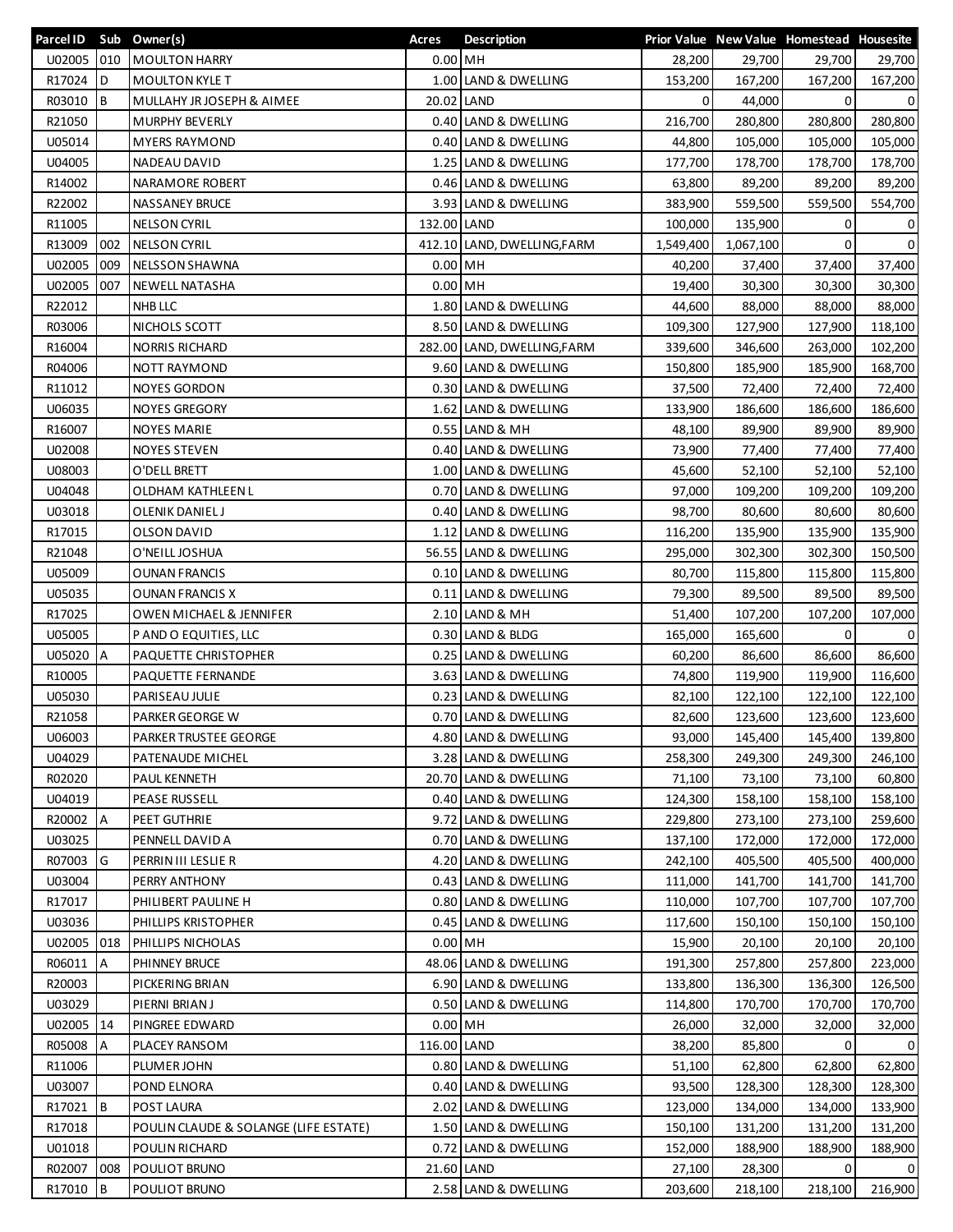| Parcel ID | Sub | Owner(s) | Acres | Description | Prior Value | New Value | Homestead | Housesite |
|---|---|---|---|---|---|---|---|---|
| U02005 | 010 | MOULTON HARRY | 0.00 | MH | 28,200 | 29,700 | 29,700 | 29,700 |
| R17024 | D | MOULTON KYLE T | 1.00 | LAND & DWELLING | 153,200 | 167,200 | 167,200 | 167,200 |
| R03010 | B | MULLAHY JR JOSEPH & AIMEE | 20.02 | LAND | 0 | 44,000 | 0 | 0 |
| R21050 | | MURPHY BEVERLY | 0.40 | LAND & DWELLING | 216,700 | 280,800 | 280,800 | 280,800 |
| U05014 | | MYERS RAYMOND | 0.40 | LAND & DWELLING | 44,800 | 105,000 | 105,000 | 105,000 |
| U04005 | | NADEAU DAVID | 1.25 | LAND & DWELLING | 177,700 | 178,700 | 178,700 | 178,700 |
| R14002 | | NARAMORE ROBERT | 0.46 | LAND & DWELLING | 63,800 | 89,200 | 89,200 | 89,200 |
| R22002 | | NASSANEY BRUCE | 3.93 | LAND & DWELLING | 383,900 | 559,500 | 559,500 | 554,700 |
| R11005 | | NELSON CYRIL | 132.00 | LAND | 100,000 | 135,900 | 0 | 0 |
| R13009 | 002 | NELSON CYRIL | 412.10 | LAND, DWELLING,FARM | 1,549,400 | 1,067,100 | 0 | 0 |
| U02005 | 009 | NELSSON SHAWNA | 0.00 | MH | 40,200 | 37,400 | 37,400 | 37,400 |
| U02005 | 007 | NEWELL NATASHA | 0.00 | MH | 19,400 | 30,300 | 30,300 | 30,300 |
| R22012 | | NHB LLC | 1.80 | LAND & DWELLING | 44,600 | 88,000 | 88,000 | 88,000 |
| R03006 | | NICHOLS SCOTT | 8.50 | LAND & DWELLING | 109,300 | 127,900 | 127,900 | 118,100 |
| R16004 | | NORRIS RICHARD | 282.00 | LAND, DWELLING,FARM | 339,600 | 346,600 | 263,000 | 102,200 |
| R04006 | | NOTT RAYMOND | 9.60 | LAND & DWELLING | 150,800 | 185,900 | 185,900 | 168,700 |
| R11012 | | NOYES GORDON | 0.30 | LAND & DWELLING | 37,500 | 72,400 | 72,400 | 72,400 |
| U06035 | | NOYES GREGORY | 1.62 | LAND & DWELLING | 133,900 | 186,600 | 186,600 | 186,600 |
| R16007 | | NOYES MARIE | 0.55 | LAND & MH | 48,100 | 89,900 | 89,900 | 89,900 |
| U02008 | | NOYES STEVEN | 0.40 | LAND & DWELLING | 73,900 | 77,400 | 77,400 | 77,400 |
| U08003 | | O'DELL BRETT | 1.00 | LAND & DWELLING | 45,600 | 52,100 | 52,100 | 52,100 |
| U04048 | | OLDHAM KATHLEEN L | 0.70 | LAND & DWELLING | 97,000 | 109,200 | 109,200 | 109,200 |
| U03018 | | OLENIK DANIEL J | 0.40 | LAND & DWELLING | 98,700 | 80,600 | 80,600 | 80,600 |
| R17015 | | OLSON DAVID | 1.12 | LAND & DWELLING | 116,200 | 135,900 | 135,900 | 135,900 |
| R21048 | | O'NEILL JOSHUA | 56.55 | LAND & DWELLING | 295,000 | 302,300 | 302,300 | 150,500 |
| U05009 | | OUNAN FRANCIS | 0.10 | LAND & DWELLING | 80,700 | 115,800 | 115,800 | 115,800 |
| U05035 | | OUNAN FRANCIS X | 0.11 | LAND & DWELLING | 79,300 | 89,500 | 89,500 | 89,500 |
| R17025 | | OWEN MICHAEL & JENNIFER | 2.10 | LAND & MH | 51,400 | 107,200 | 107,200 | 107,000 |
| U05005 | | P AND O EQUITIES, LLC | 0.30 | LAND & BLDG | 165,000 | 165,600 | 0 | 0 |
| U05020 | A | PAQUETTE CHRISTOPHER | 0.25 | LAND & DWELLING | 60,200 | 86,600 | 86,600 | 86,600 |
| R10005 | | PAQUETTE FERNANDE | 3.63 | LAND & DWELLING | 74,800 | 119,900 | 119,900 | 116,600 |
| U05030 | | PARISEAU JULIE | 0.23 | LAND & DWELLING | 82,100 | 122,100 | 122,100 | 122,100 |
| R21058 | | PARKER GEORGE W | 0.70 | LAND & DWELLING | 82,600 | 123,600 | 123,600 | 123,600 |
| U06003 | | PARKER TRUSTEE GEORGE | 4.80 | LAND & DWELLING | 93,000 | 145,400 | 145,400 | 139,800 |
| U04029 | | PATENAUDE MICHEL | 3.28 | LAND & DWELLING | 258,300 | 249,300 | 249,300 | 246,100 |
| R02020 | | PAUL KENNETH | 20.70 | LAND & DWELLING | 71,100 | 73,100 | 73,100 | 60,800 |
| U04019 | | PEASE RUSSELL | 0.40 | LAND & DWELLING | 124,300 | 158,100 | 158,100 | 158,100 |
| R20002 | A | PEET GUTHRIE | 9.72 | LAND & DWELLING | 229,800 | 273,100 | 273,100 | 259,600 |
| U03025 | | PENNELL DAVID A | 0.70 | LAND & DWELLING | 137,100 | 172,000 | 172,000 | 172,000 |
| R07003 | G | PERRIN III LESLIE R | 4.20 | LAND & DWELLING | 242,100 | 405,500 | 405,500 | 400,000 |
| U03004 | | PERRY ANTHONY | 0.43 | LAND & DWELLING | 111,000 | 141,700 | 141,700 | 141,700 |
| R17017 | | PHILIBERT PAULINE H | 0.80 | LAND & DWELLING | 110,000 | 107,700 | 107,700 | 107,700 |
| U03036 | | PHILLIPS KRISTOPHER | 0.45 | LAND & DWELLING | 117,600 | 150,100 | 150,100 | 150,100 |
| U02005 | 018 | PHILLIPS NICHOLAS | 0.00 | MH | 15,900 | 20,100 | 20,100 | 20,100 |
| R06011 | A | PHINNEY BRUCE | 48.06 | LAND & DWELLING | 191,300 | 257,800 | 257,800 | 223,000 |
| R20003 | | PICKERING BRIAN | 6.90 | LAND & DWELLING | 133,800 | 136,300 | 136,300 | 126,500 |
| U03029 | | PIERNI BRIAN J | 0.50 | LAND & DWELLING | 114,800 | 170,700 | 170,700 | 170,700 |
| U02005 | 14 | PINGREE EDWARD | 0.00 | MH | 26,000 | 32,000 | 32,000 | 32,000 |
| R05008 | A | PLACEY RANSOM | 116.00 | LAND | 38,200 | 85,800 | 0 | 0 |
| R11006 | | PLUMER JOHN | 0.80 | LAND & DWELLING | 51,100 | 62,800 | 62,800 | 62,800 |
| U03007 | | POND ELNORA | 0.40 | LAND & DWELLING | 93,500 | 128,300 | 128,300 | 128,300 |
| R17021 | B | POST LAURA | 2.02 | LAND & DWELLING | 123,000 | 134,000 | 134,000 | 133,900 |
| R17018 | | POULIN CLAUDE & SOLANGE (LIFE ESTATE) | 1.50 | LAND & DWELLING | 150,100 | 131,200 | 131,200 | 131,200 |
| U01018 | | POULIN RICHARD | 0.72 | LAND & DWELLING | 152,000 | 188,900 | 188,900 | 188,900 |
| R02007 | 008 | POULIOT BRUNO | 21.60 | LAND | 27,100 | 28,300 | 0 | 0 |
| R17010 | B | POULIOT BRUNO | 2.58 | LAND & DWELLING | 203,600 | 218,100 | 218,100 | 216,900 |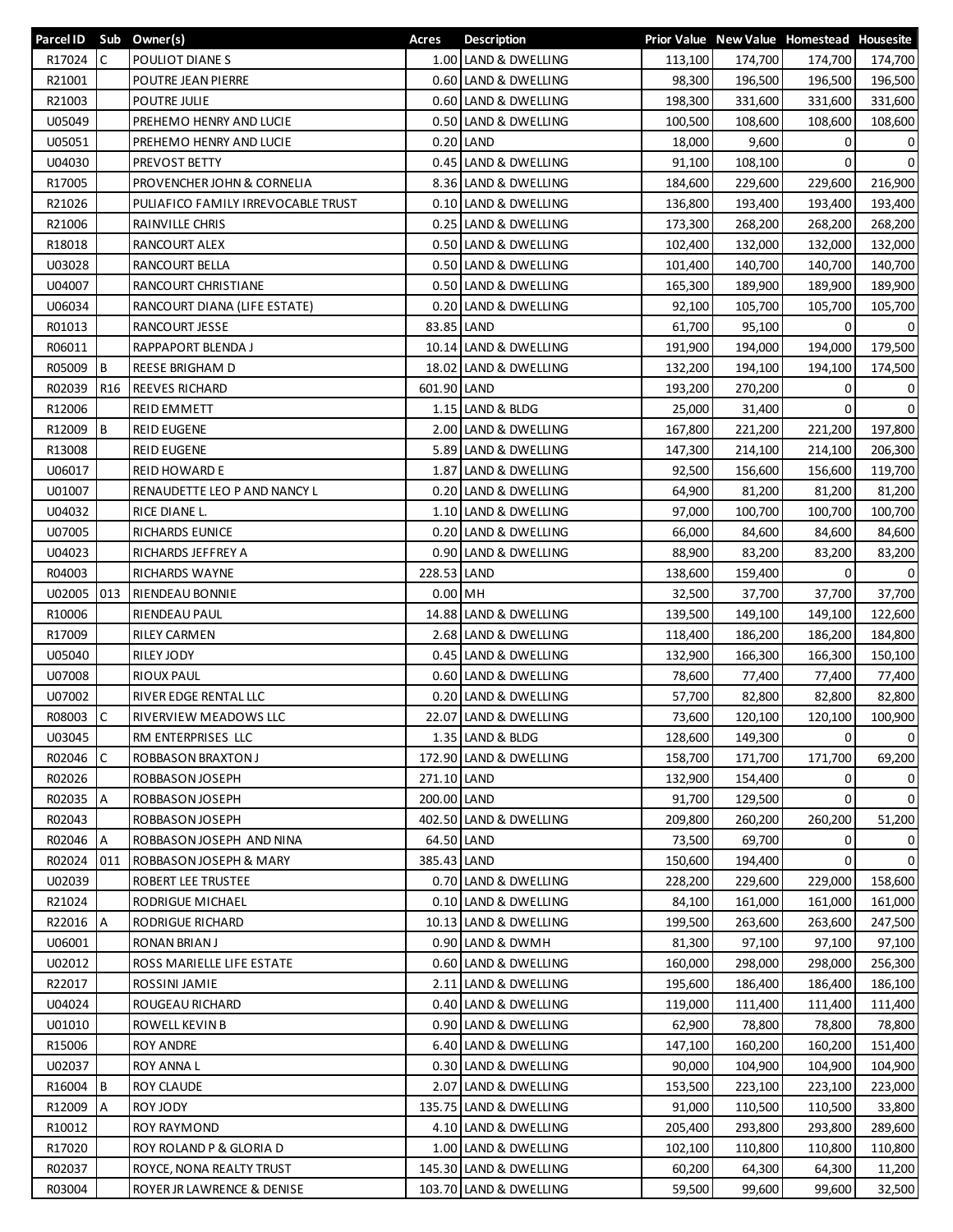| Parcel ID | Sub | Owner(s) | Acres | Description | Prior Value | New Value | Homestead | Housesite |
|---|---|---|---|---|---|---|---|---|
| R17024 | C | POULIOT DIANE S | 1.00 | LAND & DWELLING | 113,100 | 174,700 | 174,700 | 174,700 |
| R21001 | | POUTRE JEAN PIERRE | 0.60 | LAND & DWELLING | 98,300 | 196,500 | 196,500 | 196,500 |
| R21003 | | POUTRE JULIE | 0.60 | LAND & DWELLING | 198,300 | 331,600 | 331,600 | 331,600 |
| U05049 | | PREHEMO HENRY AND LUCIE | 0.50 | LAND & DWELLING | 100,500 | 108,600 | 108,600 | 108,600 |
| U05051 | | PREHEMO HENRY AND LUCIE | 0.20 | LAND | 18,000 | 9,600 | 0 | 0 |
| U04030 | | PREVOST BETTY | 0.45 | LAND & DWELLING | 91,100 | 108,100 | 0 | 0 |
| R17005 | | PROVENCHER JOHN & CORNELIA | 8.36 | LAND & DWELLING | 184,600 | 229,600 | 229,600 | 216,900 |
| R21026 | | PULIAFICO FAMILY IRREVOCABLE TRUST | 0.10 | LAND & DWELLING | 136,800 | 193,400 | 193,400 | 193,400 |
| R21006 | | RAINVILLE CHRIS | 0.25 | LAND & DWELLING | 173,300 | 268,200 | 268,200 | 268,200 |
| R18018 | | RANCOURT ALEX | 0.50 | LAND & DWELLING | 102,400 | 132,000 | 132,000 | 132,000 |
| U03028 | | RANCOURT BELLA | 0.50 | LAND & DWELLING | 101,400 | 140,700 | 140,700 | 140,700 |
| U04007 | | RANCOURT CHRISTIANE | 0.50 | LAND & DWELLING | 165,300 | 189,900 | 189,900 | 189,900 |
| U06034 | | RANCOURT DIANA (LIFE ESTATE) | 0.20 | LAND & DWELLING | 92,100 | 105,700 | 105,700 | 105,700 |
| R01013 | | RANCOURT JESSE | 83.85 | LAND | 61,700 | 95,100 | 0 | 0 |
| R06011 | | RAPPAPORT BLENDA J | 10.14 | LAND & DWELLING | 191,900 | 194,000 | 194,000 | 179,500 |
| R05009 | B | REESE BRIGHAM D | 18.02 | LAND & DWELLING | 132,200 | 194,100 | 194,100 | 174,500 |
| R02039 | R16 | REEVES RICHARD | 601.90 | LAND | 193,200 | 270,200 | 0 | 0 |
| R12006 | | REID EMMETT | 1.15 | LAND & BLDG | 25,000 | 31,400 | 0 | 0 |
| R12009 | B | REID EUGENE | 2.00 | LAND & DWELLING | 167,800 | 221,200 | 221,200 | 197,800 |
| R13008 | | REID EUGENE | 5.89 | LAND & DWELLING | 147,300 | 214,100 | 214,100 | 206,300 |
| U06017 | | REID HOWARD E | 1.87 | LAND & DWELLING | 92,500 | 156,600 | 156,600 | 119,700 |
| U01007 | | RENAUDETTE LEO P AND NANCY L | 0.20 | LAND & DWELLING | 64,900 | 81,200 | 81,200 | 81,200 |
| U04032 | | RICE DIANE L. | 1.10 | LAND & DWELLING | 97,000 | 100,700 | 100,700 | 100,700 |
| U07005 | | RICHARDS EUNICE | 0.20 | LAND & DWELLING | 66,000 | 84,600 | 84,600 | 84,600 |
| U04023 | | RICHARDS JEFFREY A | 0.90 | LAND & DWELLING | 88,900 | 83,200 | 83,200 | 83,200 |
| R04003 | | RICHARDS WAYNE | 228.53 | LAND | 138,600 | 159,400 | 0 | 0 |
| U02005 | 013 | RIENDEAU BONNIE | 0.00 | MH | 32,500 | 37,700 | 37,700 | 37,700 |
| R10006 | | RIENDEAU PAUL | 14.88 | LAND & DWELLING | 139,500 | 149,100 | 149,100 | 122,600 |
| R17009 | | RILEY CARMEN | 2.68 | LAND & DWELLING | 118,400 | 186,200 | 186,200 | 184,800 |
| U05040 | | RILEY JODY | 0.45 | LAND & DWELLING | 132,900 | 166,300 | 166,300 | 150,100 |
| U07008 | | RIOUX PAUL | 0.60 | LAND & DWELLING | 78,600 | 77,400 | 77,400 | 77,400 |
| U07002 | | RIVER EDGE RENTAL LLC | 0.20 | LAND & DWELLING | 57,700 | 82,800 | 82,800 | 82,800 |
| R08003 | C | RIVERVIEW MEADOWS LLC | 22.07 | LAND & DWELLING | 73,600 | 120,100 | 120,100 | 100,900 |
| U03045 | | RM ENTERPRISES LLC | 1.35 | LAND & BLDG | 128,600 | 149,300 | 0 | 0 |
| R02046 | C | ROBBASON BRAXTON J | 172.90 | LAND & DWELLING | 158,700 | 171,700 | 171,700 | 69,200 |
| R02026 | | ROBBASON JOSEPH | 271.10 | LAND | 132,900 | 154,400 | 0 | 0 |
| R02035 | A | ROBBASON JOSEPH | 200.00 | LAND | 91,700 | 129,500 | 0 | 0 |
| R02043 | | ROBBASON JOSEPH | 402.50 | LAND & DWELLING | 209,800 | 260,200 | 260,200 | 51,200 |
| R02046 | A | ROBBASON JOSEPH AND NINA | 64.50 | LAND | 73,500 | 69,700 | 0 | 0 |
| R02024 | 011 | ROBBASON JOSEPH & MARY | 385.43 | LAND | 150,600 | 194,400 | 0 | 0 |
| U02039 | | ROBERT LEE TRUSTEE | 0.70 | LAND & DWELLING | 228,200 | 229,600 | 229,000 | 158,600 |
| R21024 | | RODRIGUE MICHAEL | 0.10 | LAND & DWELLING | 84,100 | 161,000 | 161,000 | 161,000 |
| R22016 | A | RODRIGUE RICHARD | 10.13 | LAND & DWELLING | 199,500 | 263,600 | 263,600 | 247,500 |
| U06001 | | RONAN BRIAN J | 0.90 | LAND & DWMH | 81,300 | 97,100 | 97,100 | 97,100 |
| U02012 | | ROSS MARIELLE LIFE ESTATE | 0.60 | LAND & DWELLING | 160,000 | 298,000 | 298,000 | 256,300 |
| R22017 | | ROSSINI JAMIE | 2.11 | LAND & DWELLING | 195,600 | 186,400 | 186,400 | 186,100 |
| U04024 | | ROUGEAU RICHARD | 0.40 | LAND & DWELLING | 119,000 | 111,400 | 111,400 | 111,400 |
| U01010 | | ROWELL KEVIN B | 0.90 | LAND & DWELLING | 62,900 | 78,800 | 78,800 | 78,800 |
| R15006 | | ROY ANDRE | 6.40 | LAND & DWELLING | 147,100 | 160,200 | 160,200 | 151,400 |
| U02037 | | ROY ANNA L | 0.30 | LAND & DWELLING | 90,000 | 104,900 | 104,900 | 104,900 |
| R16004 | B | ROY CLAUDE | 2.07 | LAND & DWELLING | 153,500 | 223,100 | 223,100 | 223,000 |
| R12009 | A | ROY JODY | 135.75 | LAND & DWELLING | 91,000 | 110,500 | 110,500 | 33,800 |
| R10012 | | ROY RAYMOND | 4.10 | LAND & DWELLING | 205,400 | 293,800 | 293,800 | 289,600 |
| R17020 | | ROY ROLAND P & GLORIA D | 1.00 | LAND & DWELLING | 102,100 | 110,800 | 110,800 | 110,800 |
| R02037 | | ROYCE, NONA REALTY TRUST | 145.30 | LAND & DWELLING | 60,200 | 64,300 | 64,300 | 11,200 |
| R03004 | | ROYER JR LAWRENCE & DENISE | 103.70 | LAND & DWELLING | 59,500 | 99,600 | 99,600 | 32,500 |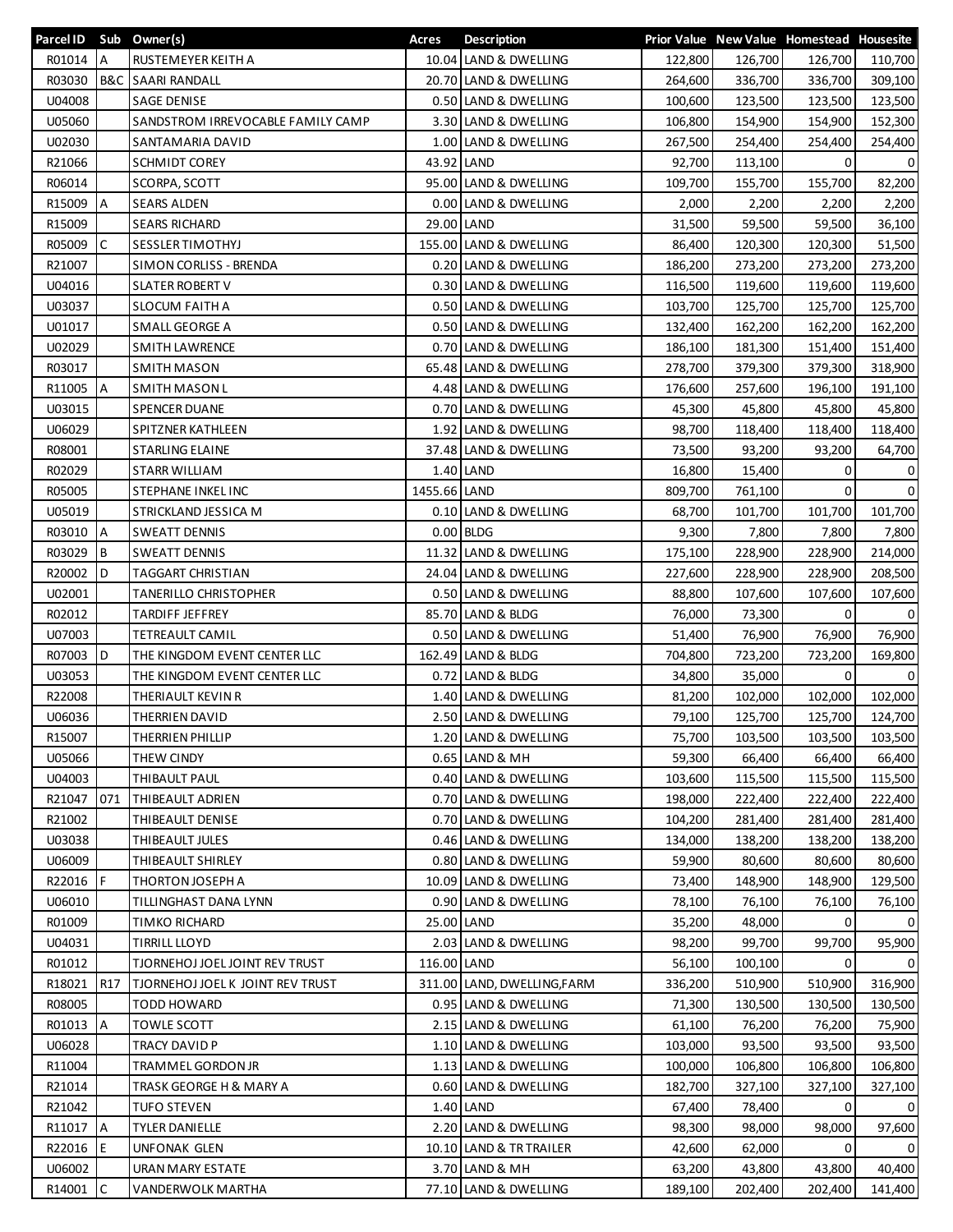| Parcel ID | Sub | Owner(s) | Acres | Description | Prior Value | New Value | Homestead | Housesite |
|---|---|---|---|---|---|---|---|---|
| R01014 | A | RUSTEMEYER KEITH A | 10.04 | LAND & DWELLING | 122,800 | 126,700 | 126,700 | 110,700 |
| R03030 | B&C | SAARI RANDALL | 20.70 | LAND & DWELLING | 264,600 | 336,700 | 336,700 | 309,100 |
| U04008 | | SAGE DENISE | 0.50 | LAND & DWELLING | 100,600 | 123,500 | 123,500 | 123,500 |
| U05060 | | SANDSTROM IRREVOCABLE FAMILY CAMP | 3.30 | LAND & DWELLING | 106,800 | 154,900 | 154,900 | 152,300 |
| U02030 | | SANTAMARIA DAVID | 1.00 | LAND & DWELLING | 267,500 | 254,400 | 254,400 | 254,400 |
| R21066 | | SCHMIDT COREY | 43.92 | LAND | 92,700 | 113,100 | 0 | 0 |
| R06014 | | SCORPA, SCOTT | 95.00 | LAND & DWELLING | 109,700 | 155,700 | 155,700 | 82,200 |
| R15009 | A | SEARS ALDEN | 0.00 | LAND & DWELLING | 2,000 | 2,200 | 2,200 | 2,200 |
| R15009 | | SEARS RICHARD | 29.00 | LAND | 31,500 | 59,500 | 59,500 | 36,100 |
| R05009 | C | SESSLER TIMOTHYJ | 155.00 | LAND & DWELLING | 86,400 | 120,300 | 120,300 | 51,500 |
| R21007 | | SIMON CORLISS - BRENDA | 0.20 | LAND & DWELLING | 186,200 | 273,200 | 273,200 | 273,200 |
| U04016 | | SLATER ROBERT V | 0.30 | LAND & DWELLING | 116,500 | 119,600 | 119,600 | 119,600 |
| U03037 | | SLOCUM FAITH A | 0.50 | LAND & DWELLING | 103,700 | 125,700 | 125,700 | 125,700 |
| U01017 | | SMALL GEORGE A | 0.50 | LAND & DWELLING | 132,400 | 162,200 | 162,200 | 162,200 |
| U02029 | | SMITH LAWRENCE | 0.70 | LAND & DWELLING | 186,100 | 181,300 | 151,400 | 151,400 |
| R03017 | | SMITH MASON | 65.48 | LAND & DWELLING | 278,700 | 379,300 | 379,300 | 318,900 |
| R11005 | A | SMITH MASON L | 4.48 | LAND & DWELLING | 176,600 | 257,600 | 196,100 | 191,100 |
| U03015 | | SPENCER DUANE | 0.70 | LAND & DWELLING | 45,300 | 45,800 | 45,800 | 45,800 |
| U06029 | | SPITZNER KATHLEEN | 1.92 | LAND & DWELLING | 98,700 | 118,400 | 118,400 | 118,400 |
| R08001 | | STARLING ELAINE | 37.48 | LAND & DWELLING | 73,500 | 93,200 | 93,200 | 64,700 |
| R02029 | | STARR WILLIAM | 1.40 | LAND | 16,800 | 15,400 | 0 | 0 |
| R05005 | | STEPHANE INKEL INC | 1455.66 | LAND | 809,700 | 761,100 | 0 | 0 |
| U05019 | | STRICKLAND JESSICA M | 0.10 | LAND & DWELLING | 68,700 | 101,700 | 101,700 | 101,700 |
| R03010 | A | SWEATT DENNIS | 0.00 | BLDG | 9,300 | 7,800 | 7,800 | 7,800 |
| R03029 | B | SWEATT DENNIS | 11.32 | LAND & DWELLING | 175,100 | 228,900 | 228,900 | 214,000 |
| R20002 | D | TAGGART CHRISTIAN | 24.04 | LAND & DWELLING | 227,600 | 228,900 | 228,900 | 208,500 |
| U02001 | | TANERILLO CHRISTOPHER | 0.50 | LAND & DWELLING | 88,800 | 107,600 | 107,600 | 107,600 |
| R02012 | | TARDIFF JEFFREY | 85.70 | LAND & BLDG | 76,000 | 73,300 | 0 | 0 |
| U07003 | | TETREAULT CAMIL | 0.50 | LAND & DWELLING | 51,400 | 76,900 | 76,900 | 76,900 |
| R07003 | D | THE KINGDOM EVENT CENTER LLC | 162.49 | LAND & BLDG | 704,800 | 723,200 | 723,200 | 169,800 |
| U03053 | | THE KINGDOM EVENT CENTER LLC | 0.72 | LAND & BLDG | 34,800 | 35,000 | 0 | 0 |
| R22008 | | THERIAULT KEVIN R | 1.40 | LAND & DWELLING | 81,200 | 102,000 | 102,000 | 102,000 |
| U06036 | | THERRIEN DAVID | 2.50 | LAND & DWELLING | 79,100 | 125,700 | 125,700 | 124,700 |
| R15007 | | THERRIEN PHILLIP | 1.20 | LAND & DWELLING | 75,700 | 103,500 | 103,500 | 103,500 |
| U05066 | | THEW CINDY | 0.65 | LAND & MH | 59,300 | 66,400 | 66,400 | 66,400 |
| U04003 | | THIBAULT PAUL | 0.40 | LAND & DWELLING | 103,600 | 115,500 | 115,500 | 115,500 |
| R21047 | 071 | THIBEAULT ADRIEN | 0.70 | LAND & DWELLING | 198,000 | 222,400 | 222,400 | 222,400 |
| R21002 | | THIBEAULT DENISE | 0.70 | LAND & DWELLING | 104,200 | 281,400 | 281,400 | 281,400 |
| U03038 | | THIBEAULT JULES | 0.46 | LAND & DWELLING | 134,000 | 138,200 | 138,200 | 138,200 |
| U06009 | | THIBEAULT SHIRLEY | 0.80 | LAND & DWELLING | 59,900 | 80,600 | 80,600 | 80,600 |
| R22016 | F | THORTON JOSEPH A | 10.09 | LAND & DWELLING | 73,400 | 148,900 | 148,900 | 129,500 |
| U06010 | | TILLINGHAST DANA LYNN | 0.90 | LAND & DWELLING | 78,100 | 76,100 | 76,100 | 76,100 |
| R01009 | | TIMKO RICHARD | 25.00 | LAND | 35,200 | 48,000 | 0 | 0 |
| U04031 | | TIRRILL LLOYD | 2.03 | LAND & DWELLING | 98,200 | 99,700 | 99,700 | 95,900 |
| R01012 | | TJORNEHOJ JOEL JOINT REV TRUST | 116.00 | LAND | 56,100 | 100,100 | 0 | 0 |
| R18021 | R17 | TJORNEHOJ JOEL K JOINT REV TRUST | 311.00 | LAND, DWELLING,FARM | 336,200 | 510,900 | 510,900 | 316,900 |
| R08005 | | TODD HOWARD | 0.95 | LAND & DWELLING | 71,300 | 130,500 | 130,500 | 130,500 |
| R01013 | A | TOWLE SCOTT | 2.15 | LAND & DWELLING | 61,100 | 76,200 | 76,200 | 75,900 |
| U06028 | | TRACY DAVID P | 1.10 | LAND & DWELLING | 103,000 | 93,500 | 93,500 | 93,500 |
| R11004 | | TRAMMEL GORDON JR | 1.13 | LAND & DWELLING | 100,000 | 106,800 | 106,800 | 106,800 |
| R21014 | | TRASK GEORGE H & MARY A | 0.60 | LAND & DWELLING | 182,700 | 327,100 | 327,100 | 327,100 |
| R21042 | | TUFO STEVEN | 1.40 | LAND | 67,400 | 78,400 | 0 | 0 |
| R11017 | A | TYLER DANIELLE | 2.20 | LAND & DWELLING | 98,300 | 98,000 | 98,000 | 97,600 |
| R22016 | E | UNFONAK GLEN | 10.10 | LAND & TR TRAILER | 42,600 | 62,000 | 0 | 0 |
| U06002 | | URAN MARY ESTATE | 3.70 | LAND & MH | 63,200 | 43,800 | 43,800 | 40,400 |
| R14001 | C | VANDERWOLK MARTHA | 77.10 | LAND & DWELLING | 189,100 | 202,400 | 202,400 | 141,400 |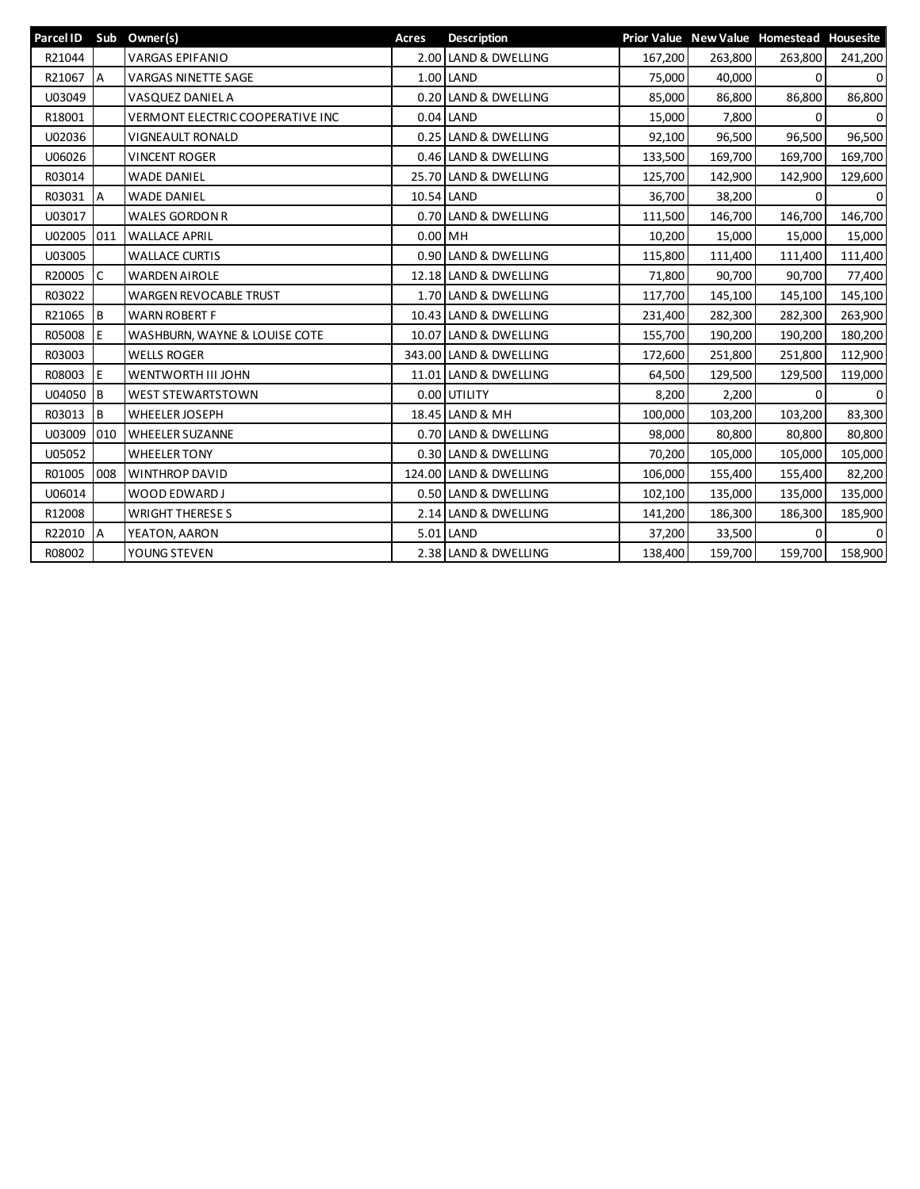| Parcel ID | Sub | Owner(s) | Acres | Description | Prior Value | New Value | Homestead | Housesite |
|---|---|---|---|---|---|---|---|---|
| R21044 | | VARGAS EPIFANIO | 2.00 | LAND & DWELLING | 167,200 | 263,800 | 263,800 | 241,200 |
| R21067 | A | VARGAS NINETTE SAGE | 1.00 | LAND | 75,000 | 40,000 | 0 | 0 |
| U03049 | | VASQUEZ DANIEL A | 0.20 | LAND & DWELLING | 85,000 | 86,800 | 86,800 | 86,800 |
| R18001 | | VERMONT ELECTRIC COOPERATIVE INC | 0.04 | LAND | 15,000 | 7,800 | 0 | 0 |
| U02036 | | VIGNEAULT RONALD | 0.25 | LAND & DWELLING | 92,100 | 96,500 | 96,500 | 96,500 |
| U06026 | | VINCENT ROGER | 0.46 | LAND & DWELLING | 133,500 | 169,700 | 169,700 | 169,700 |
| R03014 | | WADE DANIEL | 25.70 | LAND & DWELLING | 125,700 | 142,900 | 142,900 | 129,600 |
| R03031 | A | WADE DANIEL | 10.54 | LAND | 36,700 | 38,200 | 0 | 0 |
| U03017 | | WALES GORDON R | 0.70 | LAND & DWELLING | 111,500 | 146,700 | 146,700 | 146,700 |
| U02005 | 011 | WALLACE APRIL | 0.00 | MH | 10,200 | 15,000 | 15,000 | 15,000 |
| U03005 | | WALLACE CURTIS | 0.90 | LAND & DWELLING | 115,800 | 111,400 | 111,400 | 111,400 |
| R20005 | C | WARDEN AIROLE | 12.18 | LAND & DWELLING | 71,800 | 90,700 | 90,700 | 77,400 |
| R03022 | | WARGEN REVOCABLE TRUST | 1.70 | LAND & DWELLING | 117,700 | 145,100 | 145,100 | 145,100 |
| R21065 | B | WARN ROBERT F | 10.43 | LAND & DWELLING | 231,400 | 282,300 | 282,300 | 263,900 |
| R05008 | E | WASHBURN, WAYNE & LOUISE COTE | 10.07 | LAND & DWELLING | 155,700 | 190,200 | 190,200 | 180,200 |
| R03003 | | WELLS ROGER | 343.00 | LAND & DWELLING | 172,600 | 251,800 | 251,800 | 112,900 |
| R08003 | E | WENTWORTH III JOHN | 11.01 | LAND & DWELLING | 64,500 | 129,500 | 129,500 | 119,000 |
| U04050 | B | WEST STEWARTSTOWN | 0.00 | UTILITY | 8,200 | 2,200 | 0 | 0 |
| R03013 | B | WHEELER JOSEPH | 18.45 | LAND & MH | 100,000 | 103,200 | 103,200 | 83,300 |
| U03009 | 010 | WHEELER SUZANNE | 0.70 | LAND & DWELLING | 98,000 | 80,800 | 80,800 | 80,800 |
| U05052 | | WHEELER TONY | 0.30 | LAND & DWELLING | 70,200 | 105,000 | 105,000 | 105,000 |
| R01005 | 008 | WINTHROP DAVID | 124.00 | LAND & DWELLING | 106,000 | 155,400 | 155,400 | 82,200 |
| U06014 | | WOOD EDWARD J | 0.50 | LAND & DWELLING | 102,100 | 135,000 | 135,000 | 135,000 |
| R12008 | | WRIGHT THERESE S | 2.14 | LAND & DWELLING | 141,200 | 186,300 | 186,300 | 185,900 |
| R22010 | A | YEATON, AARON | 5.01 | LAND | 37,200 | 33,500 | 0 | 0 |
| R08002 | | YOUNG STEVEN | 2.38 | LAND & DWELLING | 138,400 | 159,700 | 159,700 | 158,900 |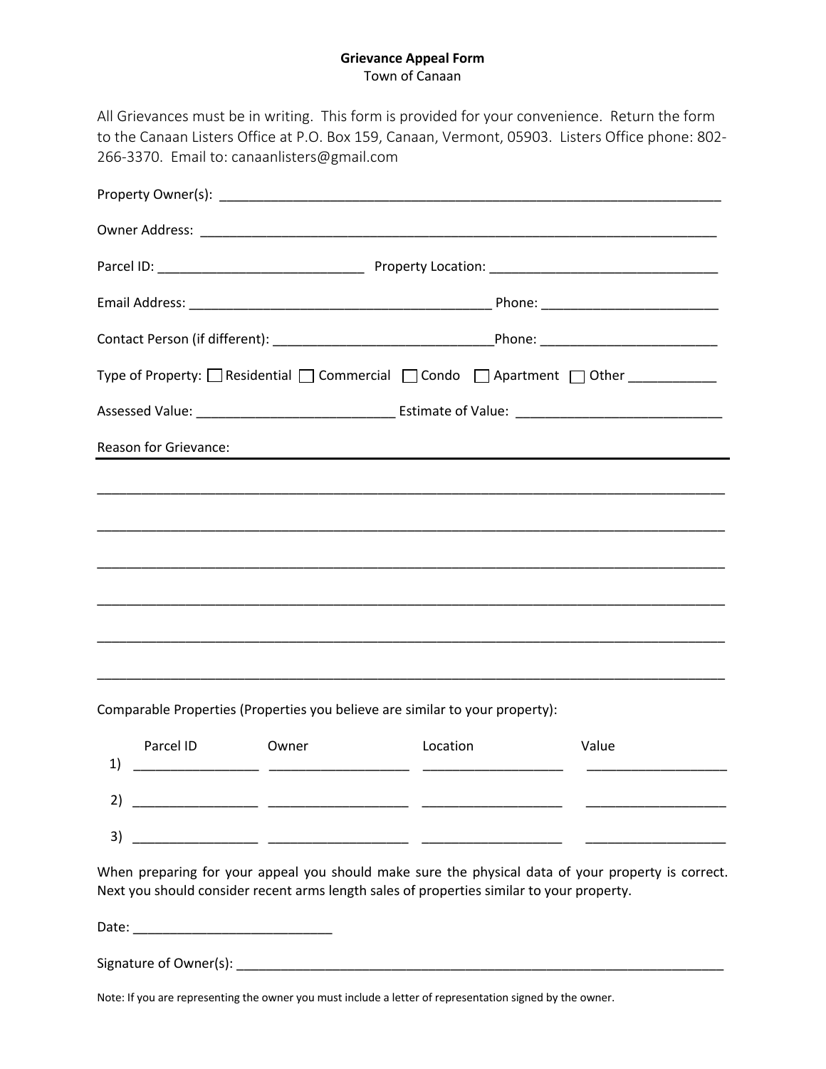**Grievance Appeal Form**
Town of Canaan

All Grievances must be in writing. This form is provided for your convenience. Return the form to the Canaan Listers Office at P.O. Box 159, Canaan, Vermont, 05903. Listers Office phone: 802-266-3370. Email to: canaanlisters@gmail.com

Property Owner(s): ______________________________________________________________________

Owner Address: ________________________________________________________________________

Parcel ID: ____________________________ Property Location: ______________________________

Email Address: ________________________________________ Phone: _______________________

Contact Person (if different): ____________________________ Phone: _______________________

Type of Property: ☐ Residential ☐ Commercial ☐ Condo ☐ Apartment ☐ Other ___________

Assessed Value: __________________________ Estimate of Value: ___________________________

Reason for Grievance:

______________________________________________________________________________

______________________________________________________________________________

______________________________________________________________________________

______________________________________________________________________________

______________________________________________________________________________

______________________________________________________________________________

Comparable Properties (Properties you believe are similar to your property):

| | Parcel ID | Owner | Location | Value |
|---|---|---|---|---|
| 1) | ________________ | __________________ | __________________ | __________________ |
| 2) | ________________ | __________________ | __________________ | __________________ |
| 3) | ________________ | __________________ | __________________ | __________________ |

When preparing for your appeal you should make sure the physical data of your property is correct. Next you should consider recent arms length sales of properties similar to your property.

Date: __________________________

Signature of Owner(s): __________________________________________________________________

Note: If you are representing the owner you must include a letter of representation signed by the owner.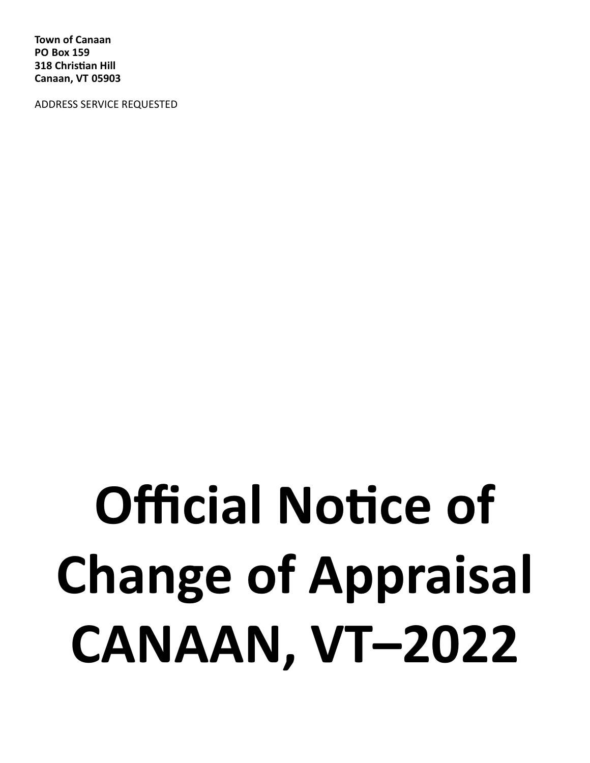**Town of Canaan**
**PO Box 159**
**318 Christian Hill**
**Canaan, VT 05903**

ADDRESS SERVICE REQUESTED

# Official Notice of Change of Appraisal CANAAN, VT–2022